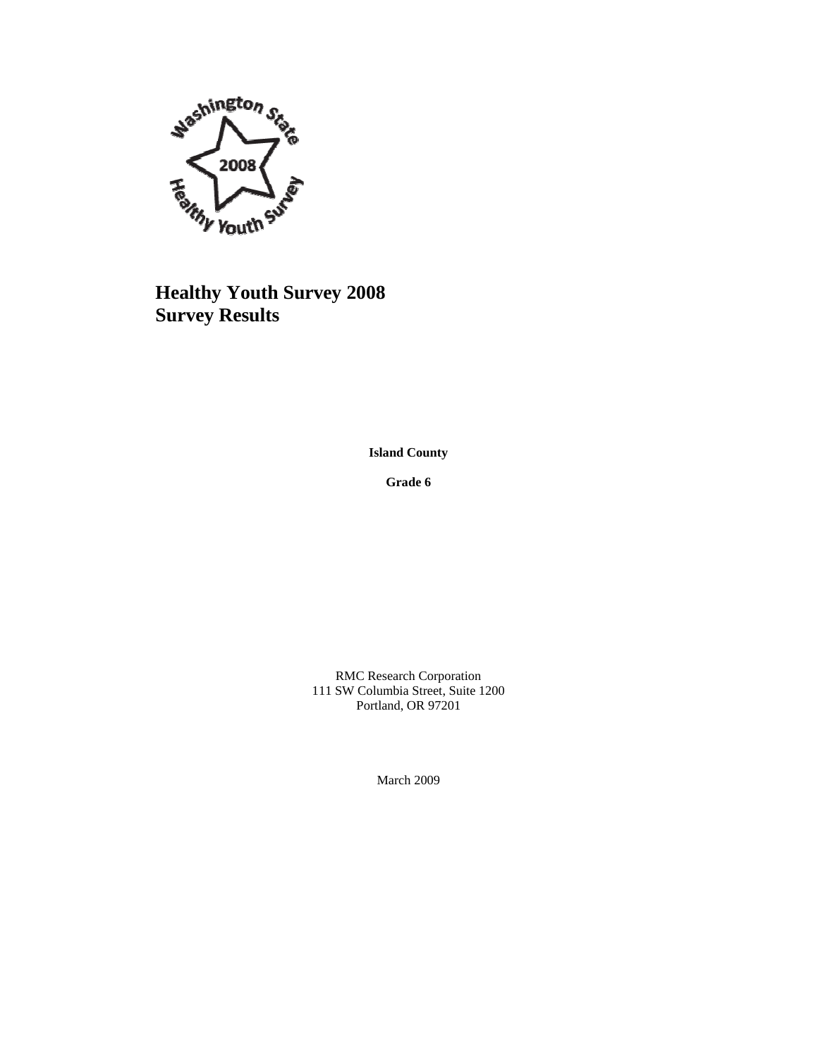# Healthy Youth Survey 2008
# Survey Results

**Island County**

**Grade 6**

RMC Research Corporation
111 SW Columbia Street, Suite 1200
Portland, OR 97201

March 2009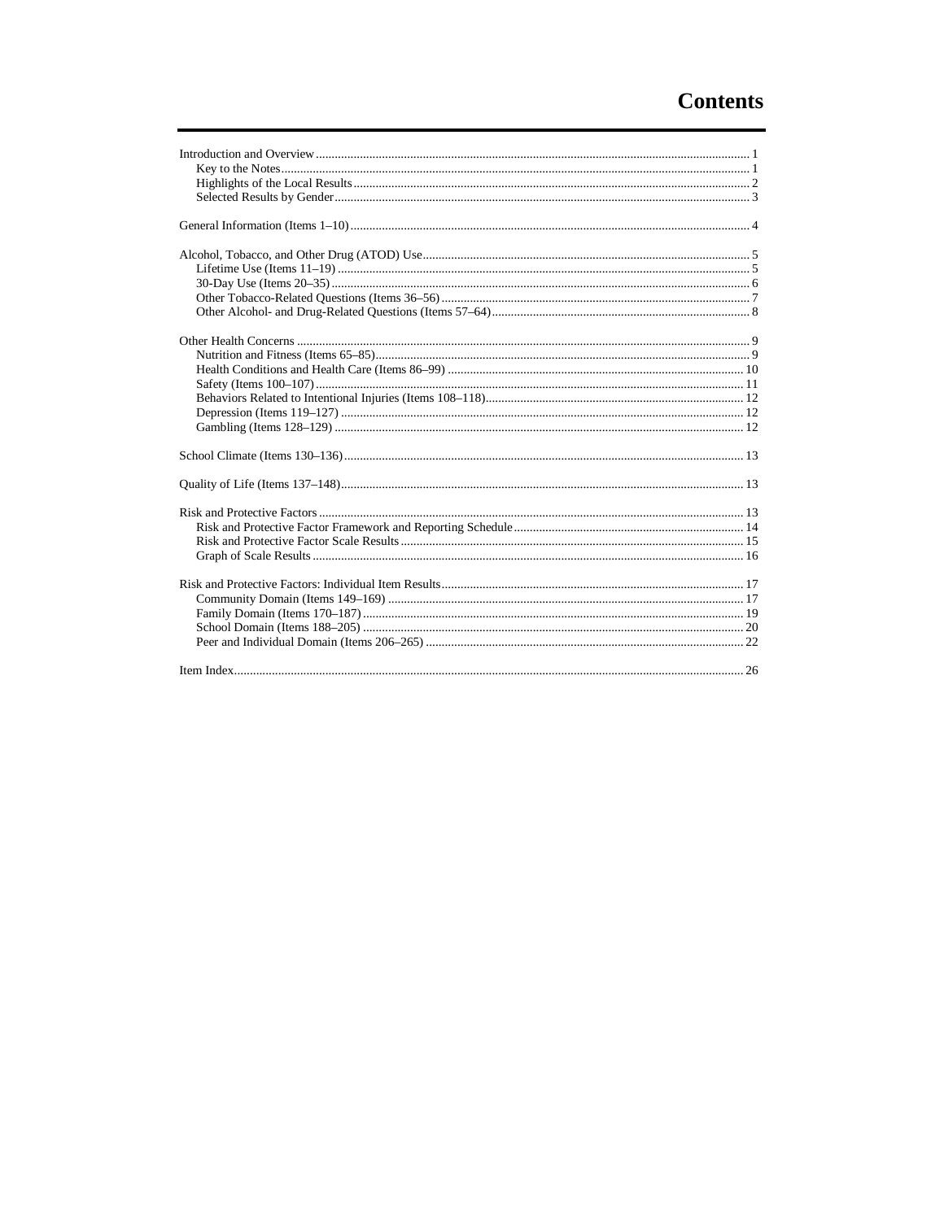# Contents

- Introduction and Overview .......... 1
  - Key to the Notes .......... 1
  - Highlights of the Local Results .......... 2
  - Selected Results by Gender .......... 3
- General Information (Items 1–10) .......... 4
- Alcohol, Tobacco, and Other Drug (ATOD) Use .......... 5
  - Lifetime Use (Items 11–19) .......... 5
  - 30-Day Use (Items 20–35) .......... 6
  - Other Tobacco-Related Questions (Items 36–56) .......... 7
  - Other Alcohol- and Drug-Related Questions (Items 57–64) .......... 8
- Other Health Concerns .......... 9
  - Nutrition and Fitness (Items 65–85) .......... 9
  - Health Conditions and Health Care (Items 86–99) .......... 10
  - Safety (Items 100–107) .......... 11
  - Behaviors Related to Intentional Injuries (Items 108–118) .......... 12
  - Depression (Items 119–127) .......... 12
  - Gambling (Items 128–129) .......... 12
- School Climate (Items 130–136) .......... 13
- Quality of Life (Items 137–148) .......... 13
- Risk and Protective Factors .......... 13
  - Risk and Protective Factor Framework and Reporting Schedule .......... 14
  - Risk and Protective Factor Scale Results .......... 15
  - Graph of Scale Results .......... 16
- Risk and Protective Factors: Individual Item Results .......... 17
  - Community Domain (Items 149–169) .......... 17
  - Family Domain (Items 170–187) .......... 19
  - School Domain (Items 188–205) .......... 20
  - Peer and Individual Domain (Items 206–265) .......... 22
- Item Index .......... 26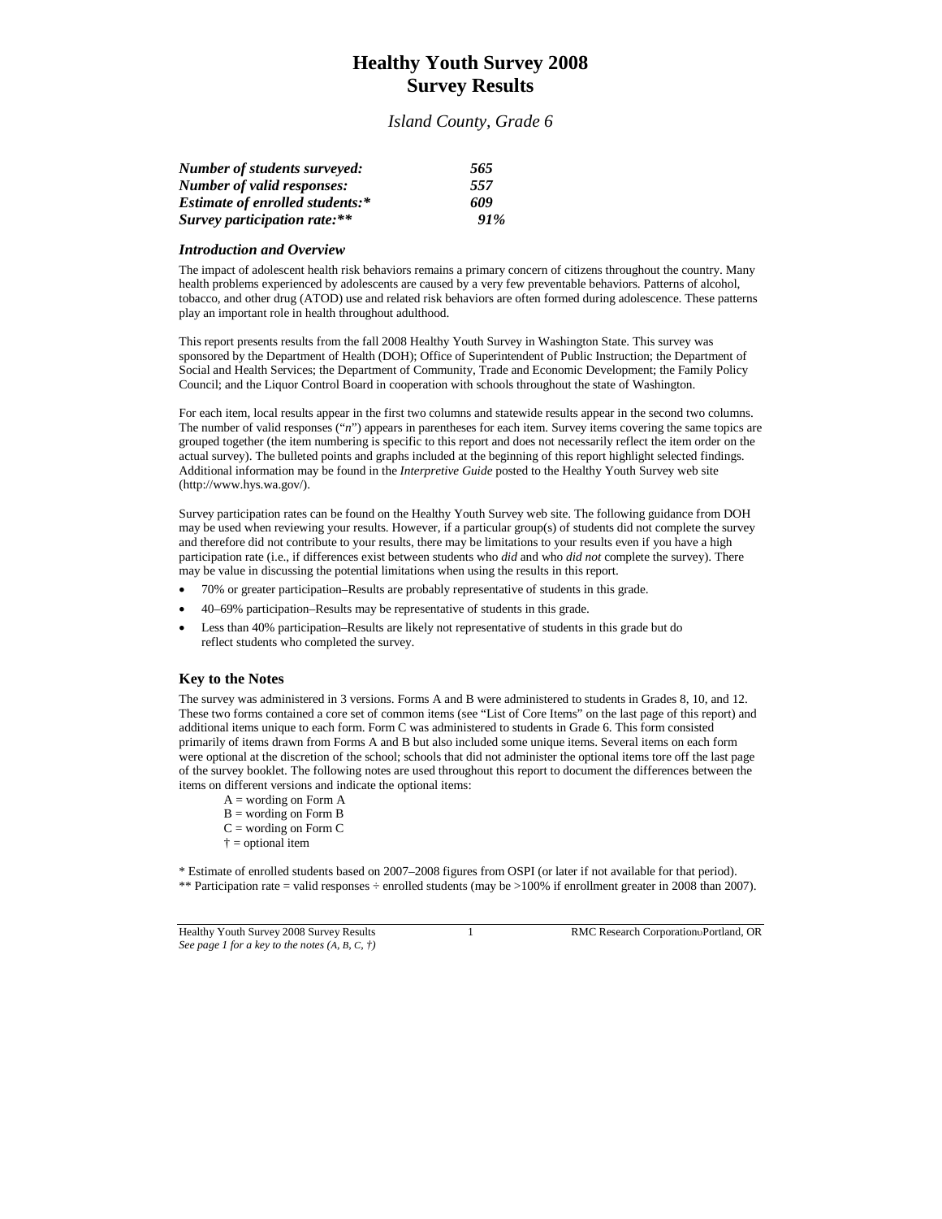# Healthy Youth Survey 2008
# Survey Results

*Island County, Grade 6*

| | |
|---|---|
| ***Number of students surveyed:*** | ***565*** |
| ***Number of valid responses:*** | ***557*** |
| ***Estimate of enrolled students:**** | ***609*** |
| ***Survey participation rate:***** | ***91%*** |

### *Introduction and Overview*

The impact of adolescent health risk behaviors remains a primary concern of citizens throughout the country. Many health problems experienced by adolescents are caused by a very few preventable behaviors. Patterns of alcohol, tobacco, and other drug (ATOD) use and related risk behaviors are often formed during adolescence. These patterns play an important role in health throughout adulthood.

This report presents results from the fall 2008 Healthy Youth Survey in Washington State. This survey was sponsored by the Department of Health (DOH); Office of Superintendent of Public Instruction; the Department of Social and Health Services; the Department of Community, Trade and Economic Development; the Family Policy Council; and the Liquor Control Board in cooperation with schools throughout the state of Washington.

For each item, local results appear in the first two columns and statewide results appear in the second two columns. The number of valid responses ("*n*") appears in parentheses for each item. Survey items covering the same topics are grouped together (the item numbering is specific to this report and does not necessarily reflect the item order on the actual survey). The bulleted points and graphs included at the beginning of this report highlight selected findings. Additional information may be found in the *Interpretive Guide* posted to the Healthy Youth Survey web site (http://www.hys.wa.gov/).

Survey participation rates can be found on the Healthy Youth Survey web site. The following guidance from DOH may be used when reviewing your results. However, if a particular group(s) of students did not complete the survey and therefore did not contribute to your results, there may be limitations to your results even if you have a high participation rate (i.e., if differences exist between students who *did* and who *did not* complete the survey). There may be value in discussing the potential limitations when using the results in this report.

- 70% or greater participation–Results are probably representative of students in this grade.
- 40–69% participation–Results may be representative of students in this grade.
- Less than 40% participation–Results are likely not representative of students in this grade but do reflect students who completed the survey.

### Key to the Notes

The survey was administered in 3 versions. Forms A and B were administered to students in Grades 8, 10, and 12. These two forms contained a core set of common items (see "List of Core Items" on the last page of this report) and additional items unique to each form. Form C was administered to students in Grade 6. This form consisted primarily of items drawn from Forms A and B but also included some unique items. Several items on each form were optional at the discretion of the school; schools that did not administer the optional items tore off the last page of the survey booklet. The following notes are used throughout this report to document the differences between the items on different versions and indicate the optional items:

A = wording on Form A
B = wording on Form B
C = wording on Form C
† = optional item

* Estimate of enrolled students based on 2007–2008 figures from OSPI (or later if not available for that period).
** Participation rate = valid responses ÷ enrolled students (may be >100% if enrollment greater in 2008 than 2007).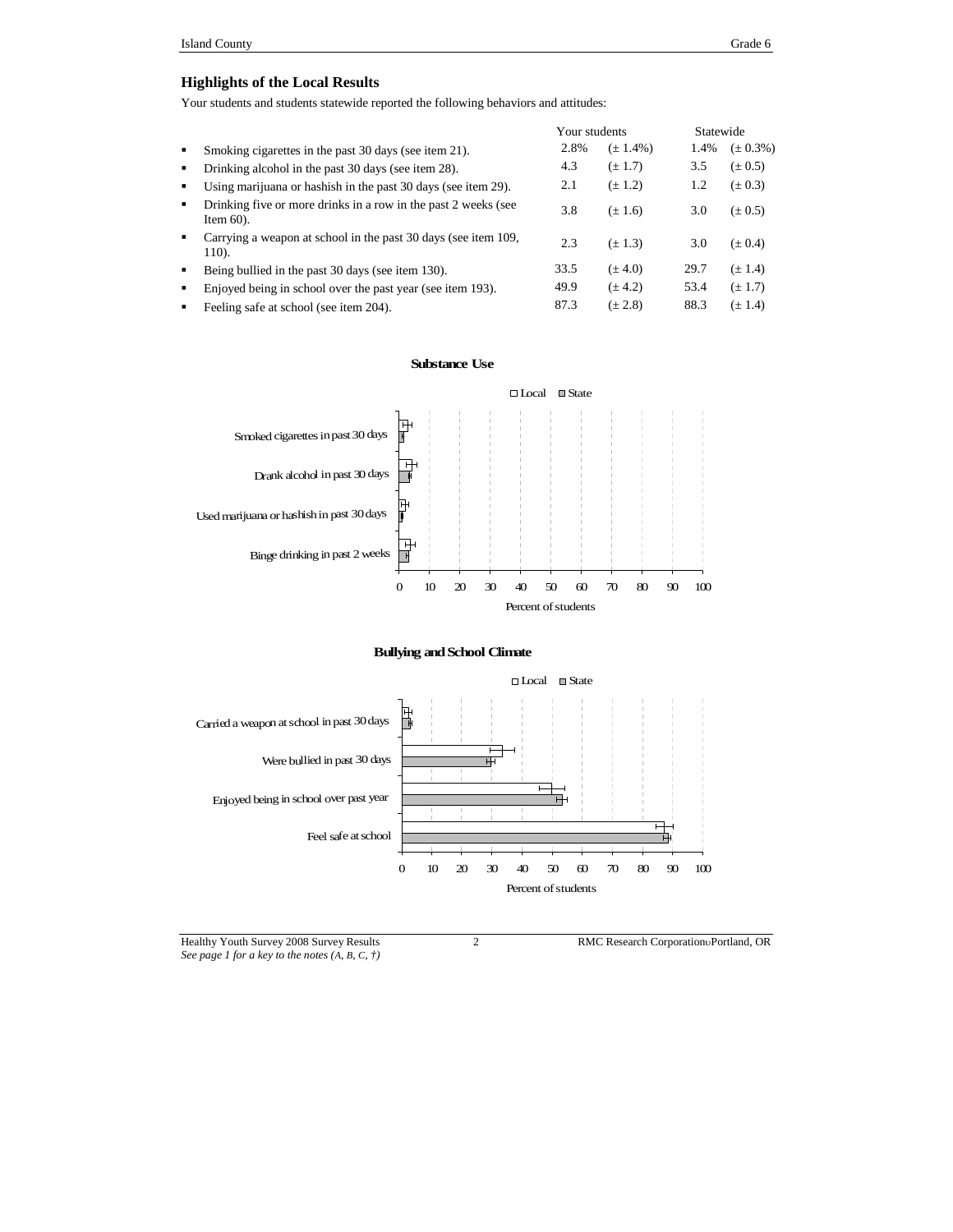## Highlights of the Local Results

Your students and students statewide reported the following behaviors and attitudes:

| | Your students | | Statewide | |
|---|---|---|---|---|
| ▪ Smoking cigarettes in the past 30 days (see item 21). | 2.8% | (± 1.4%) | 1.4% | (± 0.3%) |
| ▪ Drinking alcohol in the past 30 days (see item 28). | 4.3 | (± 1.7) | 3.5 | (± 0.5) |
| ▪ Using marijuana or hashish in the past 30 days (see item 29). | 2.1 | (± 1.2) | 1.2 | (± 0.3) |
| ▪ Drinking five or more drinks in a row in the past 2 weeks (see Item 60). | 3.8 | (± 1.6) | 3.0 | (± 0.5) |
| ▪ Carrying a weapon at school in the past 30 days (see item 109, 110). | 2.3 | (± 1.3) | 3.0 | (± 0.4) |
| ▪ Being bullied in the past 30 days (see item 130). | 33.5 | (± 4.0) | 29.7 | (± 1.4) |
| ▪ Enjoyed being in school over the past year (see item 193). | 49.9 | (± 4.2) | 53.4 | (± 1.7) |
| ▪ Feeling safe at school (see item 204). | 87.3 | (± 2.8) | 88.3 | (± 1.4) |

**Substance Use**

□ Local ■ State

- Smoked cigarettes in past 30 days
- Drank alcohol in past 30 days
- Used marijuana or hashish in past 30 days
- Binge drinking in past 2 weeks

0 10 20 30 40 50 60 70 80 90 100

Percent of students

**Bullying and School Climate**

□ Local ■ State

- Carried a weapon at school in past 30 days
- Were bullied in past 30 days
- Enjoyed being in school over past year
- Feel safe at school

0 10 20 30 40 50 60 70 80 90 100

Percent of students

*See page 1 for a key to the notes (A, B, C, †)*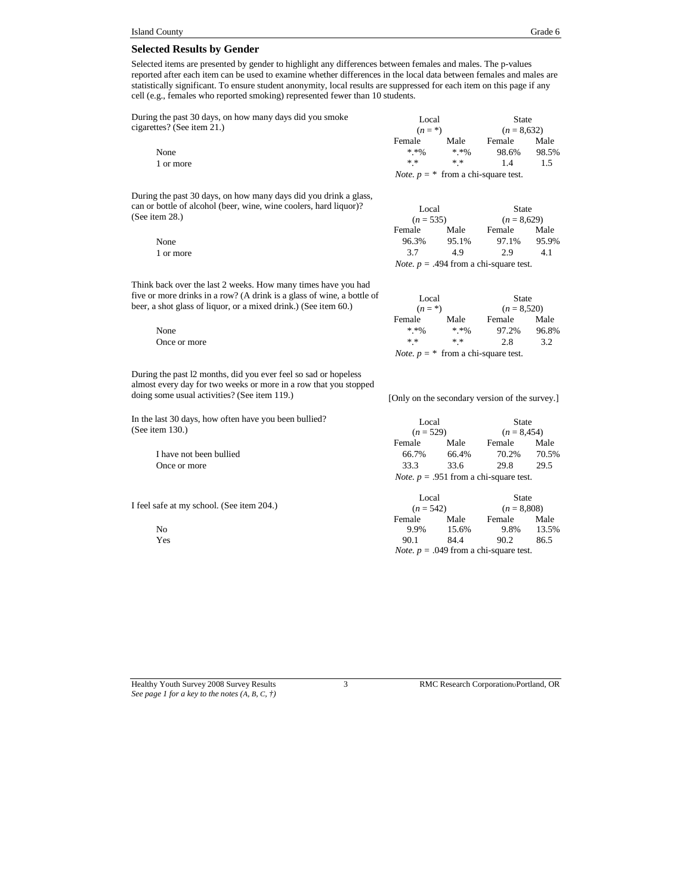## Selected Results by Gender

Selected items are presented by gender to highlight any differences between females and males. The p-values reported after each item can be used to examine whether differences in the local data between females and males are statistically significant. To ensure student anonymity, local results are suppressed for each item on this page if any cell (e.g., females who reported smoking) represented fewer than 10 students.

During the past 30 days, on how many days did you smoke cigarettes? (See item 21.)

| | Local ($n$ = *) | | State ($n$ = 8,632) | |
|---|---|---|---|---|
| | Female | Male | Female | Male |
| None | *.*% | *.*% | 98.6% | 98.5% |
| 1 or more | *.* | *.* | 1.4 | 1.5 |

*Note.* $p$ = * from a chi-square test.

During the past 30 days, on how many days did you drink a glass, can or bottle of alcohol (beer, wine, wine coolers, hard liquor)? (See item 28.)

| | Local ($n$ = 535) | | State ($n$ = 8,629) | |
|---|---|---|---|---|
| | Female | Male | Female | Male |
| None | 96.3% | 95.1% | 97.1% | 95.9% |
| 1 or more | 3.7 | 4.9 | 2.9 | 4.1 |

*Note.* $p$ = .494 from a chi-square test.

Think back over the last 2 weeks. How many times have you had five or more drinks in a row? (A drink is a glass of wine, a bottle of beer, a shot glass of liquor, or a mixed drink.) (See item 60.)

| | Local ($n$ = *) | | State ($n$ = 8,520) | |
|---|---|---|---|---|
| | Female | Male | Female | Male |
| None | *.*% | *.*% | 97.2% | 96.8% |
| Once or more | *.* | *.* | 2.8 | 3.2 |

*Note.* $p$ = * from a chi-square test.

During the past l2 months, did you ever feel so sad or hopeless almost every day for two weeks or more in a row that you stopped doing some usual activities? (See item 119.)

[Only on the secondary version of the survey.]

In the last 30 days, how often have you been bullied? (See item 130.)

| | Local ($n$ = 529) | | State ($n$ = 8,454) | |
|---|---|---|---|---|
| | Female | Male | Female | Male |
| I have not been bullied | 66.7% | 66.4% | 70.2% | 70.5% |
| Once or more | 33.3 | 33.6 | 29.8 | 29.5 |

*Note.* $p$ = .951 from a chi-square test.

I feel safe at my school. (See item 204.)

| | Local ($n$ = 542) | | State ($n$ = 8,808) | |
|---|---|---|---|---|
| | Female | Male | Female | Male |
| No | 9.9% | 15.6% | 9.8% | 13.5% |
| Yes | 90.1 | 84.4 | 90.2 | 86.5 |

*Note.* $p$ = .049 from a chi-square test.

*See page 1 for a key to the notes (A, B, C, †)*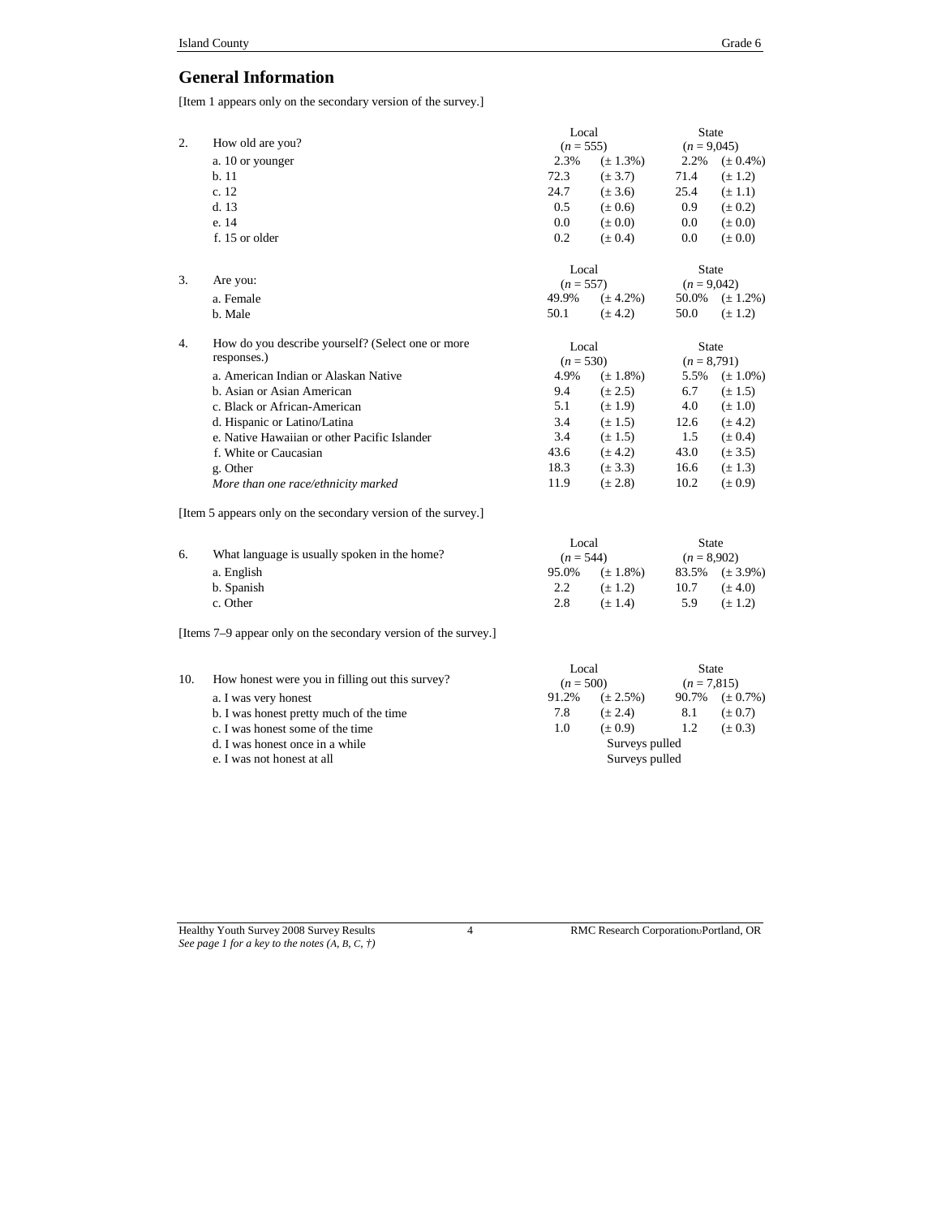## General Information

[Item 1 appears only on the secondary version of the survey.]

| | | Local ($n$ = 555) | | State ($n$ = 9,045) | |
|---|---|---|---|---|---|
| 2. | How old are you? | | | | |
| | a. 10 or younger | 2.3% | (± 1.3%) | 2.2% | (± 0.4%) |
| | b. 11 | 72.3 | (± 3.7) | 71.4 | (± 1.2) |
| | c. 12 | 24.7 | (± 3.6) | 25.4 | (± 1.1) |
| | d. 13 | 0.5 | (± 0.6) | 0.9 | (± 0.2) |
| | e. 14 | 0.0 | (± 0.0) | 0.0 | (± 0.0) |
| | f. 15 or older | 0.2 | (± 0.4) | 0.0 | (± 0.0) |

| | | Local ($n$ = 557) | | State ($n$ = 9,042) | |
|---|---|---|---|---|---|
| 3. | Are you: | | | | |
| | a. Female | 49.9% | (± 4.2%) | 50.0% | (± 1.2%) |
| | b. Male | 50.1 | (± 4.2) | 50.0 | (± 1.2) |

| | | Local ($n$ = 530) | | State ($n$ = 8,791) | |
|---|---|---|---|---|---|
| 4. | How do you describe yourself? (Select one or more responses.) | | | | |
| | a. American Indian or Alaskan Native | 4.9% | (± 1.8%) | 5.5% | (± 1.0%) |
| | b. Asian or Asian American | 9.4 | (± 2.5) | 6.7 | (± 1.5) |
| | c. Black or African-American | 5.1 | (± 1.9) | 4.0 | (± 1.0) |
| | d. Hispanic or Latino/Latina | 3.4 | (± 1.5) | 12.6 | (± 4.2) |
| | e. Native Hawaiian or other Pacific Islander | 3.4 | (± 1.5) | 1.5 | (± 0.4) |
| | f. White or Caucasian | 43.6 | (± 4.2) | 43.0 | (± 3.5) |
| | g. Other | 18.3 | (± 3.3) | 16.6 | (± 1.3) |
| | *More than one race/ethnicity marked* | 11.9 | (± 2.8) | 10.2 | (± 0.9) |

[Item 5 appears only on the secondary version of the survey.]

| | | Local ($n$ = 544) | | State ($n$ = 8,902) | |
|---|---|---|---|---|---|
| 6. | What language is usually spoken in the home? | | | | |
| | a. English | 95.0% | (± 1.8%) | 83.5% | (± 3.9%) |
| | b. Spanish | 2.2 | (± 1.2) | 10.7 | (± 4.0) |
| | c. Other | 2.8 | (± 1.4) | 5.9 | (± 1.2) |

[Items 7–9 appear only on the secondary version of the survey.]

| | | Local ($n$ = 500) | | State ($n$ = 7,815) | |
|---|---|---|---|---|---|
| 10. | How honest were you in filling out this survey? | | | | |
| | a. I was very honest | 91.2% | (± 2.5%) | 90.7% | (± 0.7%) |
| | b. I was honest pretty much of the time | 7.8 | (± 2.4) | 8.1 | (± 0.7) |
| | c. I was honest some of the time | 1.0 | (± 0.9) | 1.2 | (± 0.3) |
| | d. I was honest once in a while | Surveys pulled | | | |
| | e. I was not honest at all | Surveys pulled | | | |

Healthy Youth Survey 2008 Survey Results
*See page 1 for a key to the notes (A, B, C, †)*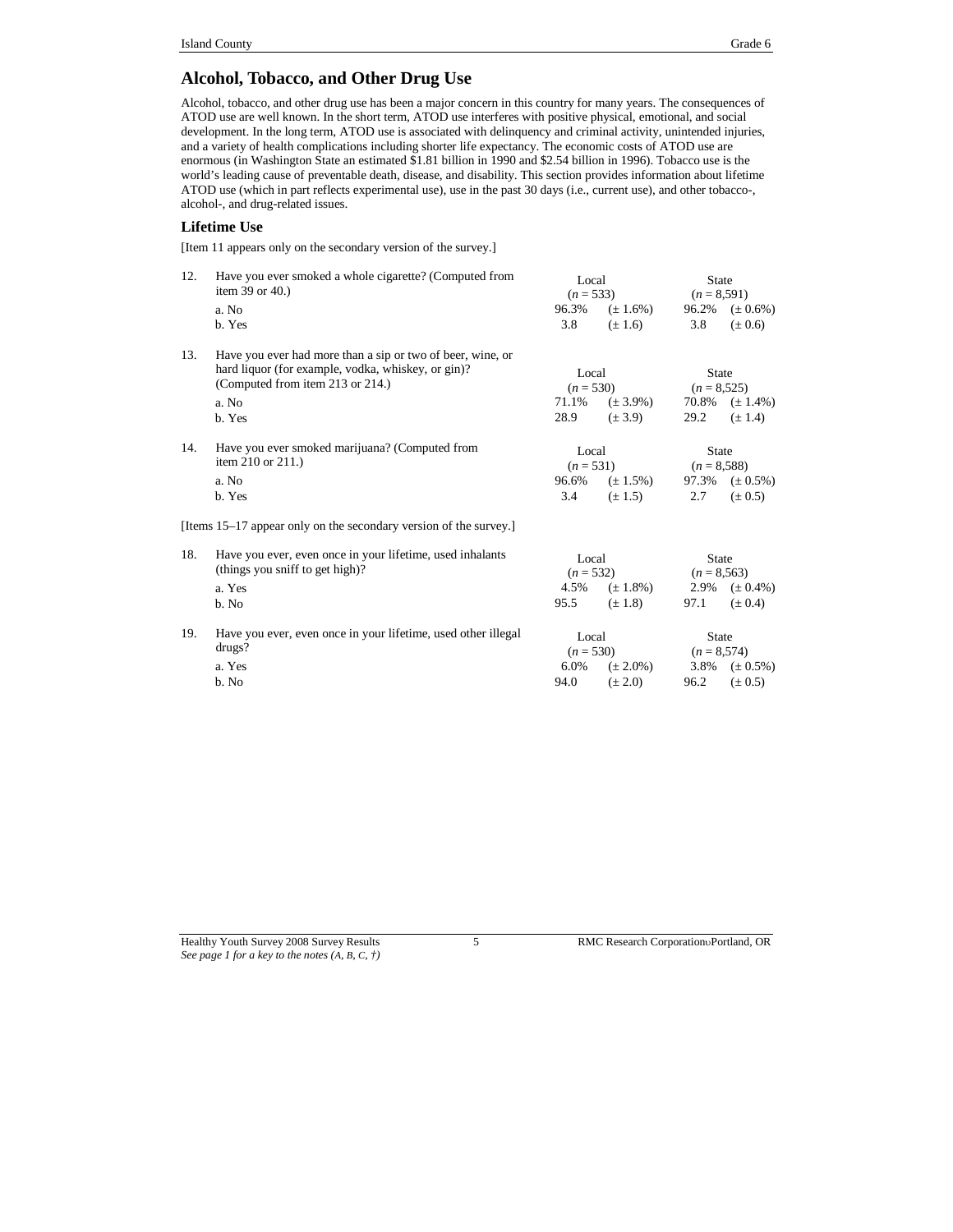## Alcohol, Tobacco, and Other Drug Use

Alcohol, tobacco, and other drug use has been a major concern in this country for many years. The consequences of ATOD use are well known. In the short term, ATOD use interferes with positive physical, emotional, and social development. In the long term, ATOD use is associated with delinquency and criminal activity, unintended injuries, and a variety of health complications including shorter life expectancy. The economic costs of ATOD use are enormous (in Washington State an estimated $1.81 billion in 1990 and $2.54 billion in 1996). Tobacco use is the world's leading cause of preventable death, disease, and disability. This section provides information about lifetime ATOD use (which in part reflects experimental use), use in the past 30 days (i.e., current use), and other tobacco-, alcohol-, and drug-related issues.

### Lifetime Use

[Item 11 appears only on the secondary version of the survey.]

12. Have you ever smoked a whole cigarette? (Computed from item 39 or 40.)

| | Local ($n$ = 533) | | State ($n$ = 8,591) | |
|---|---|---|---|---|
| a. No | 96.3% | (± 1.6%) | 96.2% | (± 0.6%) |
| b. Yes | 3.8 | (± 1.6) | 3.8 | (± 0.6) |

13. Have you ever had more than a sip or two of beer, wine, or hard liquor (for example, vodka, whiskey, or gin)? (Computed from item 213 or 214.)

| | Local ($n$ = 530) | | State ($n$ = 8,525) | |
|---|---|---|---|---|
| a. No | 71.1% | (± 3.9%) | 70.8% | (± 1.4%) |
| b. Yes | 28.9 | (± 3.9) | 29.2 | (± 1.4) |

14. Have you ever smoked marijuana? (Computed from item 210 or 211.)

| | Local ($n$ = 531) | | State ($n$ = 8,588) | |
|---|---|---|---|---|
| a. No | 96.6% | (± 1.5%) | 97.3% | (± 0.5%) |
| b. Yes | 3.4 | (± 1.5) | 2.7 | (± 0.5) |

[Items 15–17 appear only on the secondary version of the survey.]

18. Have you ever, even once in your lifetime, used inhalants (things you sniff to get high)?

| | Local ($n$ = 532) | | State ($n$ = 8,563) | |
|---|---|---|---|---|
| a. Yes | 4.5% | (± 1.8%) | 2.9% | (± 0.4%) |
| b. No | 95.5 | (± 1.8) | 97.1 | (± 0.4) |

19. Have you ever, even once in your lifetime, used other illegal drugs?

| | Local ($n$ = 530) | | State ($n$ = 8,574) | |
|---|---|---|---|---|
| a. Yes | 6.0% | (± 2.0%) | 3.8% | (± 0.5%) |
| b. No | 94.0 | (± 2.0) | 96.2 | (± 0.5) |

*See page 1 for a key to the notes (A, B, C, †)*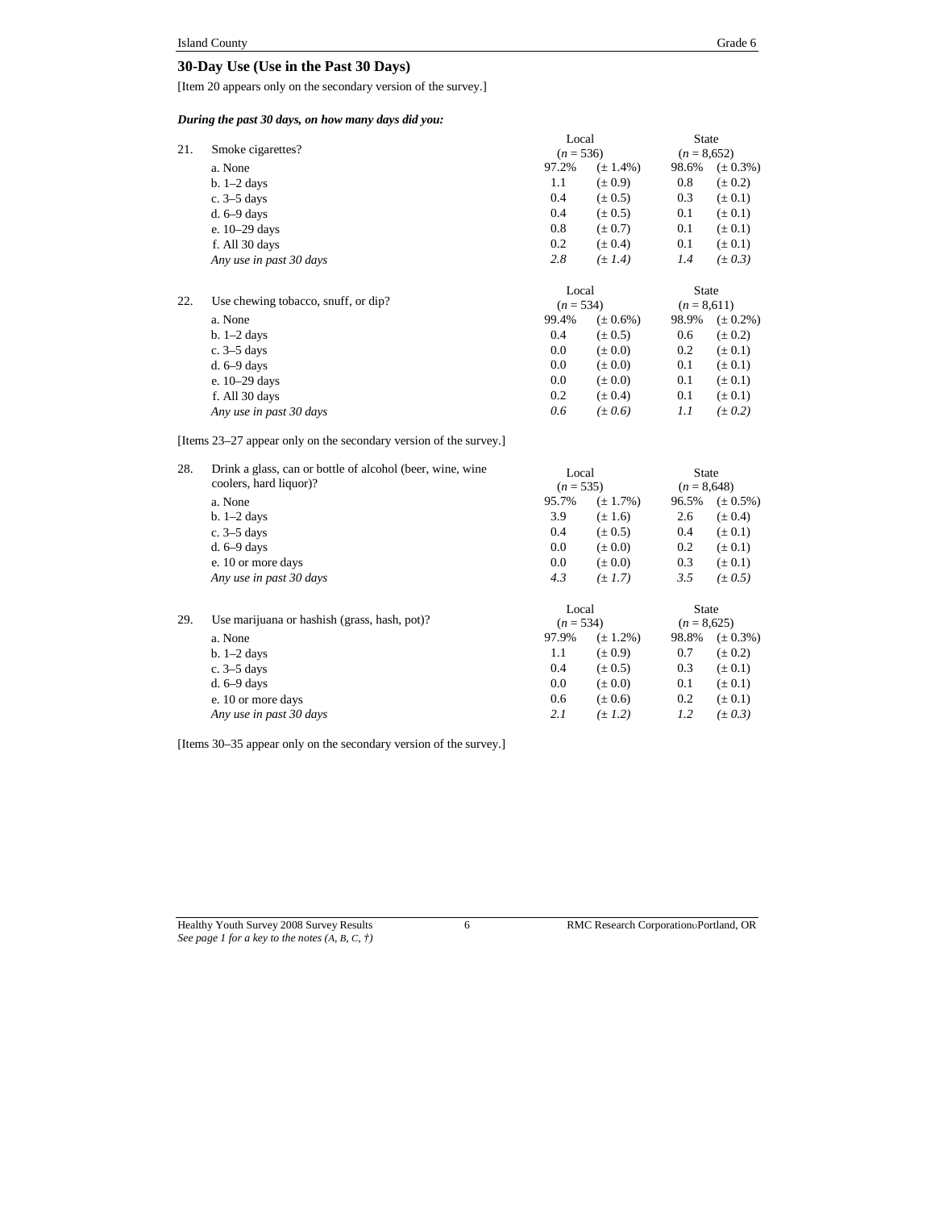## 30-Day Use (Use in the Past 30 Days)

[Item 20 appears only on the secondary version of the survey.]

***During the past 30 days, on how many days did you:***

| | | Local ($n$ = 536) | | State ($n$ = 8,652) | |
|---|---|---|---|---|---|
| 21. | Smoke cigarettes? | | | | |
| | a. None | 97.2% | (± 1.4%) | 98.6% | (± 0.3%) |
| | b. 1–2 days | 1.1 | (± 0.9) | 0.8 | (± 0.2) |
| | c. 3–5 days | 0.4 | (± 0.5) | 0.3 | (± 0.1) |
| | d. 6–9 days | 0.4 | (± 0.5) | 0.1 | (± 0.1) |
| | e. 10–29 days | 0.8 | (± 0.7) | 0.1 | (± 0.1) |
| | f. All 30 days | 0.2 | (± 0.4) | 0.1 | (± 0.1) |
| | *Any use in past 30 days* | *2.8* | *(± 1.4)* | *1.4* | *(± 0.3)* |

| | | Local ($n$ = 534) | | State ($n$ = 8,611) | |
|---|---|---|---|---|---|
| 22. | Use chewing tobacco, snuff, or dip? | | | | |
| | a. None | 99.4% | (± 0.6%) | 98.9% | (± 0.2%) |
| | b. 1–2 days | 0.4 | (± 0.5) | 0.6 | (± 0.2) |
| | c. 3–5 days | 0.0 | (± 0.0) | 0.2 | (± 0.1) |
| | d. 6–9 days | 0.0 | (± 0.0) | 0.1 | (± 0.1) |
| | e. 10–29 days | 0.0 | (± 0.0) | 0.1 | (± 0.1) |
| | f. All 30 days | 0.2 | (± 0.4) | 0.1 | (± 0.1) |
| | *Any use in past 30 days* | *0.6* | *(± 0.6)* | *1.1* | *(± 0.2)* |

[Items 23–27 appear only on the secondary version of the survey.]

| | | Local ($n$ = 535) | | State ($n$ = 8,648) | |
|---|---|---|---|---|---|
| 28. | Drink a glass, can or bottle of alcohol (beer, wine, wine coolers, hard liquor)? | | | | |
| | a. None | 95.7% | (± 1.7%) | 96.5% | (± 0.5%) |
| | b. 1–2 days | 3.9 | (± 1.6) | 2.6 | (± 0.4) |
| | c. 3–5 days | 0.4 | (± 0.5) | 0.4 | (± 0.1) |
| | d. 6–9 days | 0.0 | (± 0.0) | 0.2 | (± 0.1) |
| | e. 10 or more days | 0.0 | (± 0.0) | 0.3 | (± 0.1) |
| | *Any use in past 30 days* | *4.3* | *(± 1.7)* | *3.5* | *(± 0.5)* |

| | | Local ($n$ = 534) | | State ($n$ = 8,625) | |
|---|---|---|---|---|---|
| 29. | Use marijuana or hashish (grass, hash, pot)? | | | | |
| | a. None | 97.9% | (± 1.2%) | 98.8% | (± 0.3%) |
| | b. 1–2 days | 1.1 | (± 0.9) | 0.7 | (± 0.2) |
| | c. 3–5 days | 0.4 | (± 0.5) | 0.3 | (± 0.1) |
| | d. 6–9 days | 0.0 | (± 0.0) | 0.1 | (± 0.1) |
| | e. 10 or more days | 0.6 | (± 0.6) | 0.2 | (± 0.1) |
| | *Any use in past 30 days* | *2.1* | *(± 1.2)* | *1.2* | *(± 0.3)* |

[Items 30–35 appear only on the secondary version of the survey.]

*See page 1 for a key to the notes (A, B, C, †)*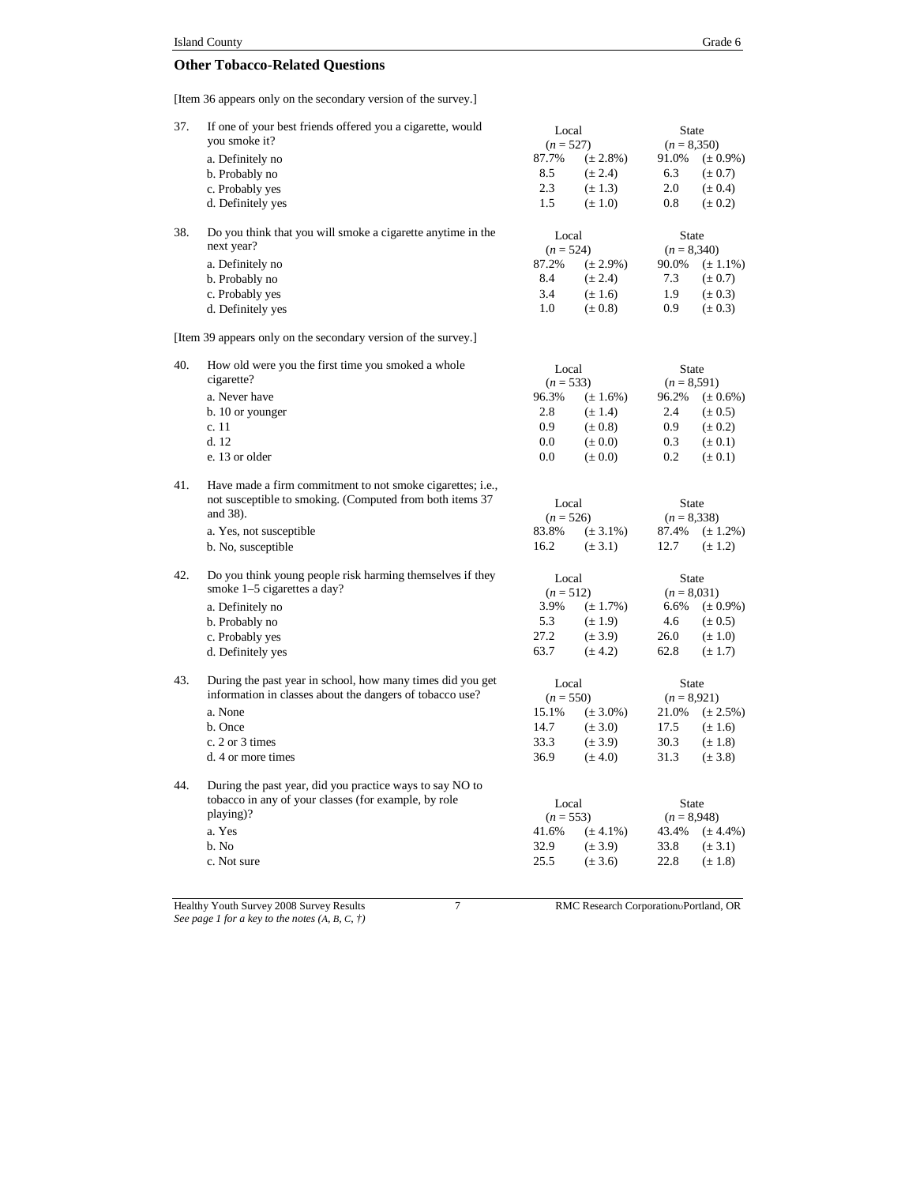## Other Tobacco-Related Questions

[Item 36 appears only on the secondary version of the survey.]

| | Local | | State | |
|---|---|---|---|---|
| **37. If one of your best friends offered you a cigarette, would you smoke it?** | (*n* = 527) | | (*n* = 8,350) | |
| a. Definitely no | 87.7% | (± 2.8%) | 91.0% | (± 0.9%) |
| b. Probably no | 8.5 | (± 2.4) | 6.3 | (± 0.7) |
| c. Probably yes | 2.3 | (± 1.3) | 2.0 | (± 0.4) |
| d. Definitely yes | 1.5 | (± 1.0) | 0.8 | (± 0.2) |

| | Local | | State | |
|---|---|---|---|---|
| **38. Do you think that you will smoke a cigarette anytime in the next year?** | (*n* = 524) | | (*n* = 8,340) | |
| a. Definitely no | 87.2% | (± 2.9%) | 90.0% | (± 1.1%) |
| b. Probably no | 8.4 | (± 2.4) | 7.3 | (± 0.7) |
| c. Probably yes | 3.4 | (± 1.6) | 1.9 | (± 0.3) |
| d. Definitely yes | 1.0 | (± 0.8) | 0.9 | (± 0.3) |

[Item 39 appears only on the secondary version of the survey.]

| | Local | | State | |
|---|---|---|---|---|
| **40. How old were you the first time you smoked a whole cigarette?** | (*n* = 533) | | (*n* = 8,591) | |
| a. Never have | 96.3% | (± 1.6%) | 96.2% | (± 0.6%) |
| b. 10 or younger | 2.8 | (± 1.4) | 2.4 | (± 0.5) |
| c. 11 | 0.9 | (± 0.8) | 0.9 | (± 0.2) |
| d. 12 | 0.0 | (± 0.0) | 0.3 | (± 0.1) |
| e. 13 or older | 0.0 | (± 0.0) | 0.2 | (± 0.1) |

| | Local | | State | |
|---|---|---|---|---|
| **41. Have made a firm commitment to not smoke cigarettes; i.e., not susceptible to smoking. (Computed from both items 37 and 38).** | (*n* = 526) | | (*n* = 8,338) | |
| a. Yes, not susceptible | 83.8% | (± 3.1%) | 87.4% | (± 1.2%) |
| b. No, susceptible | 16.2 | (± 3.1) | 12.7 | (± 1.2) |

| | Local | | State | |
|---|---|---|---|---|
| **42. Do you think young people risk harming themselves if they smoke 1–5 cigarettes a day?** | (*n* = 512) | | (*n* = 8,031) | |
| a. Definitely no | 3.9% | (± 1.7%) | 6.6% | (± 0.9%) |
| b. Probably no | 5.3 | (± 1.9) | 4.6 | (± 0.5) |
| c. Probably yes | 27.2 | (± 3.9) | 26.0 | (± 1.0) |
| d. Definitely yes | 63.7 | (± 4.2) | 62.8 | (± 1.7) |

| | Local | | State | |
|---|---|---|---|---|
| **43. During the past year in school, how many times did you get information in classes about the dangers of tobacco use?** | (*n* = 550) | | (*n* = 8,921) | |
| a. None | 15.1% | (± 3.0%) | 21.0% | (± 2.5%) |
| b. Once | 14.7 | (± 3.0) | 17.5 | (± 1.6) |
| c. 2 or 3 times | 33.3 | (± 3.9) | 30.3 | (± 1.8) |
| d. 4 or more times | 36.9 | (± 4.0) | 31.3 | (± 3.8) |

| | Local | | State | |
|---|---|---|---|---|
| **44. During the past year, did you practice ways to say NO to tobacco in any of your classes (for example, by role playing)?** | (*n* = 553) | | (*n* = 8,948) | |
| a. Yes | 41.6% | (± 4.1%) | 43.4% | (± 4.4%) |
| b. No | 32.9 | (± 3.9) | 33.8 | (± 3.1) |
| c. Not sure | 25.5 | (± 3.6) | 22.8 | (± 1.8) |

*See page 1 for a key to the notes (A, B, C, †)*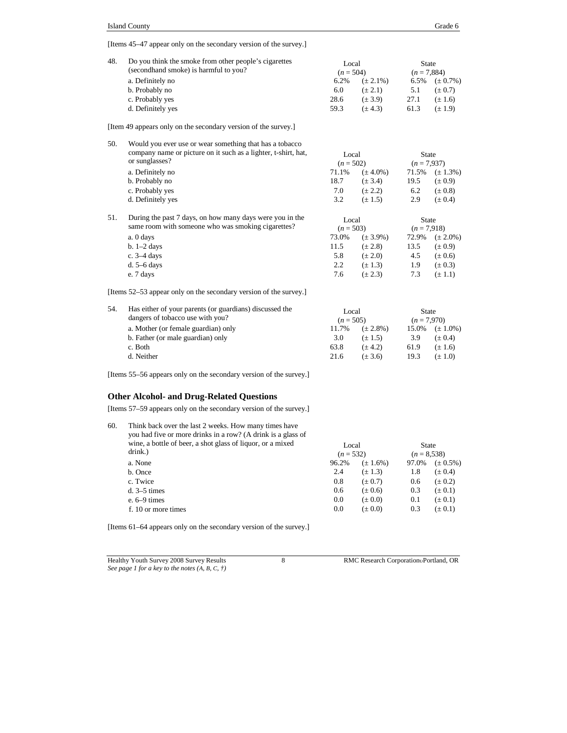[Items 45–47 appear only on the secondary version of the survey.]

48. Do you think the smoke from other people's cigarettes (secondhand smoke) is harmful to you?

| | Local ($n$ = 504) | | State ($n$ = 7,884) | |
|---|---|---|---|---|
| a. Definitely no | 6.2% | (± 2.1%) | 6.5% | (± 0.7%) |
| b. Probably no | 6.0 | (± 2.1) | 5.1 | (± 0.7) |
| c. Probably yes | 28.6 | (± 3.9) | 27.1 | (± 1.6) |
| d. Definitely yes | 59.3 | (± 4.3) | 61.3 | (± 1.9) |

[Item 49 appears only on the secondary version of the survey.]

50. Would you ever use or wear something that has a tobacco company name or picture on it such as a lighter, t-shirt, hat, or sunglasses?

| | Local ($n$ = 502) | | State ($n$ = 7,937) | |
|---|---|---|---|---|
| a. Definitely no | 71.1% | (± 4.0%) | 71.5% | (± 1.3%) |
| b. Probably no | 18.7 | (± 3.4) | 19.5 | (± 0.9) |
| c. Probably yes | 7.0 | (± 2.2) | 6.2 | (± 0.8) |
| d. Definitely yes | 3.2 | (± 1.5) | 2.9 | (± 0.4) |

51. During the past 7 days, on how many days were you in the same room with someone who was smoking cigarettes?

| | Local ($n$ = 503) | | State ($n$ = 7,918) | |
|---|---|---|---|---|
| a. 0 days | 73.0% | (± 3.9%) | 72.9% | (± 2.0%) |
| b. 1–2 days | 11.5 | (± 2.8) | 13.5 | (± 0.9) |
| c. 3–4 days | 5.8 | (± 2.0) | 4.5 | (± 0.6) |
| d. 5–6 days | 2.2 | (± 1.3) | 1.9 | (± 0.3) |
| e. 7 days | 7.6 | (± 2.3) | 7.3 | (± 1.1) |

[Items 52–53 appear only on the secondary version of the survey.]

54. Has either of your parents (or guardians) discussed the dangers of tobacco use with you?

| | Local ($n$ = 505) | | State ($n$ = 7,970) | |
|---|---|---|---|---|
| a. Mother (or female guardian) only | 11.7% | (± 2.8%) | 15.0% | (± 1.0%) |
| b. Father (or male guardian) only | 3.0 | (± 1.5) | 3.9 | (± 0.4) |
| c. Both | 63.8 | (± 4.2) | 61.9 | (± 1.6) |
| d. Neither | 21.6 | (± 3.6) | 19.3 | (± 1.0) |

[Items 55–56 appears only on the secondary version of the survey.]

## Other Alcohol- and Drug-Related Questions

[Items 57–59 appears only on the secondary version of the survey.]

60. Think back over the last 2 weeks. How many times have you had five or more drinks in a row? (A drink is a glass of wine, a bottle of beer, a shot glass of liquor, or a mixed drink.)

| | Local ($n$ = 532) | | State ($n$ = 8,538) | |
|---|---|---|---|---|
| a. None | 96.2% | (± 1.6%) | 97.0% | (± 0.5%) |
| b. Once | 2.4 | (± 1.3) | 1.8 | (± 0.4) |
| c. Twice | 0.8 | (± 0.7) | 0.6 | (± 0.2) |
| d. 3–5 times | 0.6 | (± 0.6) | 0.3 | (± 0.1) |
| e. 6–9 times | 0.0 | (± 0.0) | 0.1 | (± 0.1) |
| f. 10 or more times | 0.0 | (± 0.0) | 0.3 | (± 0.1) |

[Items 61–64 appears only on the secondary version of the survey.]

*See page 1 for a key to the notes (A, B, C, †)*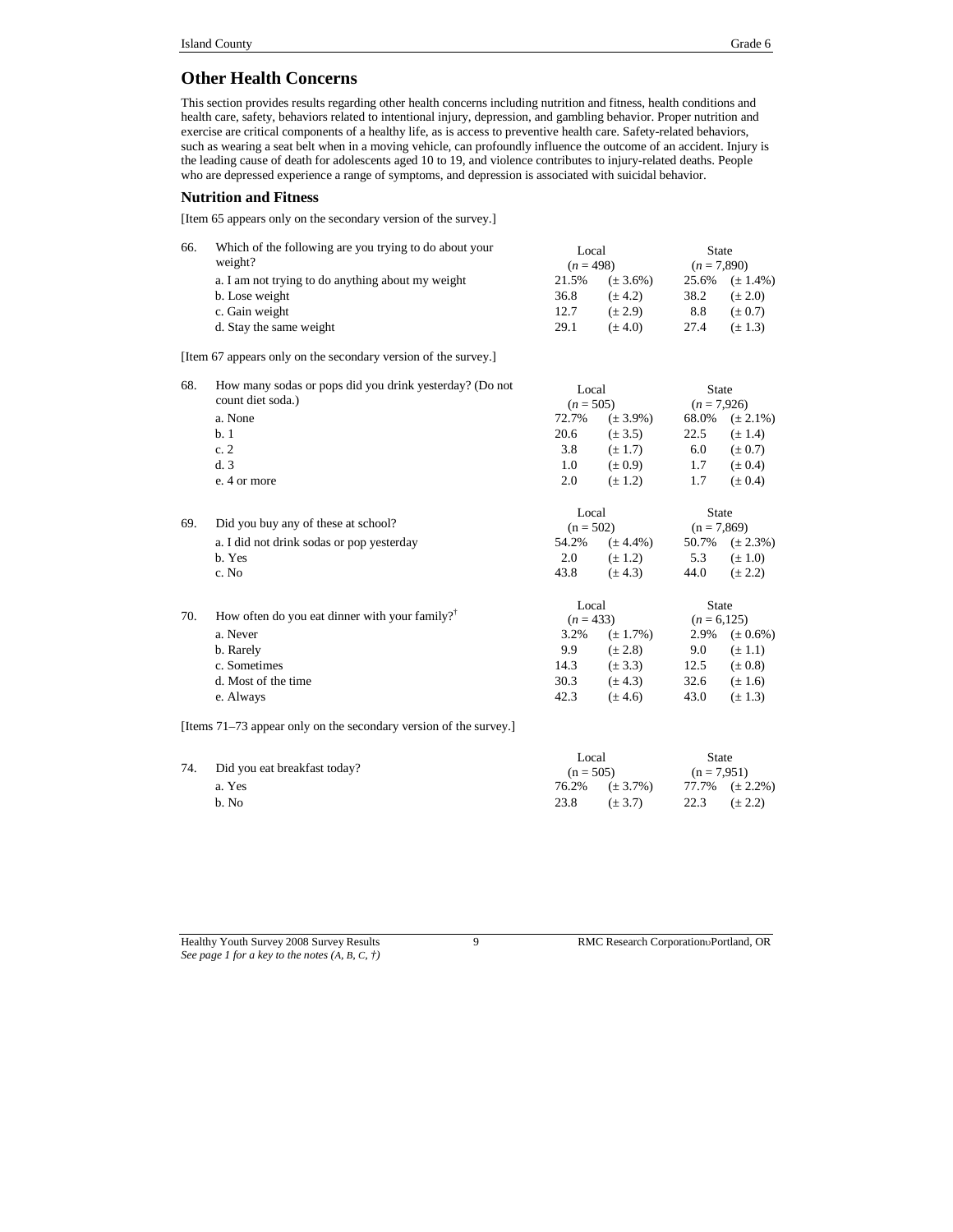## Other Health Concerns

This section provides results regarding other health concerns including nutrition and fitness, health conditions and health care, safety, behaviors related to intentional injury, depression, and gambling behavior. Proper nutrition and exercise are critical components of a healthy life, as is access to preventive health care. Safety-related behaviors, such as wearing a seat belt when in a moving vehicle, can profoundly influence the outcome of an accident. Injury is the leading cause of death for adolescents aged 10 to 19, and violence contributes to injury-related deaths. People who are depressed experience a range of symptoms, and depression is associated with suicidal behavior.

### Nutrition and Fitness

[Item 65 appears only on the secondary version of the survey.]

| 66. | Which of the following are you trying to do about your weight? | Local (*n* = 498) | | State (*n* = 7,890) | |
|---|---|---|---|---|---|
| | a. I am not trying to do anything about my weight | 21.5% | (± 3.6%) | 25.6% | (± 1.4%) |
| | b. Lose weight | 36.8 | (± 4.2) | 38.2 | (± 2.0) |
| | c. Gain weight | 12.7 | (± 2.9) | 8.8 | (± 0.7) |
| | d. Stay the same weight | 29.1 | (± 4.0) | 27.4 | (± 1.3) |

[Item 67 appears only on the secondary version of the survey.]

| 68. | How many sodas or pops did you drink yesterday? (Do not count diet soda.) | Local (*n* = 505) | | State (*n* = 7,926) | |
|---|---|---|---|---|---|
| | a. None | 72.7% | (± 3.9%) | 68.0% | (± 2.1%) |
| | b. 1 | 20.6 | (± 3.5) | 22.5 | (± 1.4) |
| | c. 2 | 3.8 | (± 1.7) | 6.0 | (± 0.7) |
| | d. 3 | 1.0 | (± 0.9) | 1.7 | (± 0.4) |
| | e. 4 or more | 2.0 | (± 1.2) | 1.7 | (± 0.4) |

| 69. | Did you buy any of these at school? | Local (n = 502) | | State (n = 7,869) | |
|---|---|---|---|---|---|
| | a. I did not drink sodas or pop yesterday | 54.2% | (± 4.4%) | 50.7% | (± 2.3%) |
| | b. Yes | 2.0 | (± 1.2) | 5.3 | (± 1.0) |
| | c. No | 43.8 | (± 4.3) | 44.0 | (± 2.2) |

| 70. | How often do you eat dinner with your family?[†] | Local (*n* = 433) | | State (*n* = 6,125) | |
|---|---|---|---|---|---|
| | a. Never | 3.2% | (± 1.7%) | 2.9% | (± 0.6%) |
| | b. Rarely | 9.9 | (± 2.8) | 9.0 | (± 1.1) |
| | c. Sometimes | 14.3 | (± 3.3) | 12.5 | (± 0.8) |
| | d. Most of the time | 30.3 | (± 4.3) | 32.6 | (± 1.6) |
| | e. Always | 42.3 | (± 4.6) | 43.0 | (± 1.3) |

[Items 71–73 appear only on the secondary version of the survey.]

| 74. | Did you eat breakfast today? | Local (n = 505) | | State (n = 7,951) | |
|---|---|---|---|---|---|
| | a. Yes | 76.2% | (± 3.7%) | 77.7% | (± 2.2%) |
| | b. No | 23.8 | (± 3.7) | 22.3 | (± 2.2) |

*See page 1 for a key to the notes (A, B, C, †)*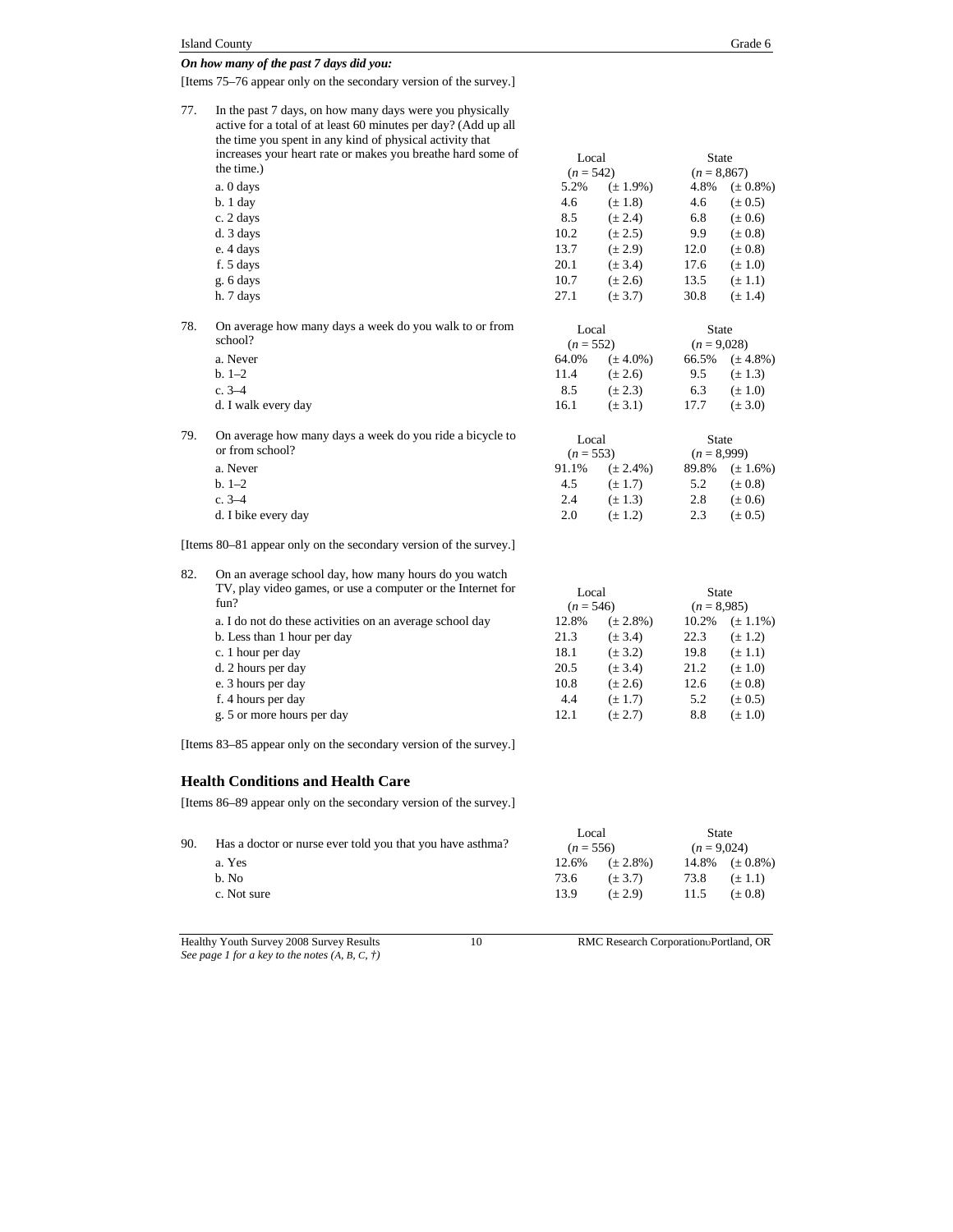***On how many of the past 7 days did you:***

[Items 75–76 appear only on the secondary version of the survey.]

77. In the past 7 days, on how many days were you physically active for a total of at least 60 minutes per day? (Add up all the time you spent in any kind of physical activity that increases your heart rate or makes you breathe hard some of the time.)

| | Local (*n* = 542) | | State (*n* = 8,867) | |
|---|---|---|---|---|
| a. 0 days | 5.2% | (± 1.9%) | 4.8% | (± 0.8%) |
| b. 1 day | 4.6 | (± 1.8) | 4.6 | (± 0.5) |
| c. 2 days | 8.5 | (± 2.4) | 6.8 | (± 0.6) |
| d. 3 days | 10.2 | (± 2.5) | 9.9 | (± 0.8) |
| e. 4 days | 13.7 | (± 2.9) | 12.0 | (± 0.8) |
| f. 5 days | 20.1 | (± 3.4) | 17.6 | (± 1.0) |
| g. 6 days | 10.7 | (± 2.6) | 13.5 | (± 1.1) |
| h. 7 days | 27.1 | (± 3.7) | 30.8 | (± 1.4) |

78. On average how many days a week do you walk to or from school?

| | Local (*n* = 552) | | State (*n* = 9,028) | |
|---|---|---|---|---|
| a. Never | 64.0% | (± 4.0%) | 66.5% | (± 4.8%) |
| b. 1–2 | 11.4 | (± 2.6) | 9.5 | (± 1.3) |
| c. 3–4 | 8.5 | (± 2.3) | 6.3 | (± 1.0) |
| d. I walk every day | 16.1 | (± 3.1) | 17.7 | (± 3.0) |

79. On average how many days a week do you ride a bicycle to or from school?

| | Local (*n* = 553) | | State (*n* = 8,999) | |
|---|---|---|---|---|
| a. Never | 91.1% | (± 2.4%) | 89.8% | (± 1.6%) |
| b. 1–2 | 4.5 | (± 1.7) | 5.2 | (± 0.8) |
| c. 3–4 | 2.4 | (± 1.3) | 2.8 | (± 0.6) |
| d. I bike every day | 2.0 | (± 1.2) | 2.3 | (± 0.5) |

[Items 80–81 appear only on the secondary version of the survey.]

82. On an average school day, how many hours do you watch TV, play video games, or use a computer or the Internet for fun?

| | Local (*n* = 546) | | State (*n* = 8,985) | |
|---|---|---|---|---|
| a. I do not do these activities on an average school day | 12.8% | (± 2.8%) | 10.2% | (± 1.1%) |
| b. Less than 1 hour per day | 21.3 | (± 3.4) | 22.3 | (± 1.2) |
| c. 1 hour per day | 18.1 | (± 3.2) | 19.8 | (± 1.1) |
| d. 2 hours per day | 20.5 | (± 3.4) | 21.2 | (± 1.0) |
| e. 3 hours per day | 10.8 | (± 2.6) | 12.6 | (± 0.8) |
| f. 4 hours per day | 4.4 | (± 1.7) | 5.2 | (± 0.5) |
| g. 5 or more hours per day | 12.1 | (± 2.7) | 8.8 | (± 1.0) |

[Items 83–85 appear only on the secondary version of the survey.]

## Health Conditions and Health Care

[Items 86–89 appear only on the secondary version of the survey.]

90. Has a doctor or nurse ever told you that you have asthma?

| | Local (*n* = 556) | | State (*n* = 9,024) | |
|---|---|---|---|---|
| a. Yes | 12.6% | (± 2.8%) | 14.8% | (± 0.8%) |
| b. No | 73.6 | (± 3.7) | 73.8 | (± 1.1) |
| c. Not sure | 13.9 | (± 2.9) | 11.5 | (± 0.8) |

*See page 1 for a key to the notes (A, B, C, †)*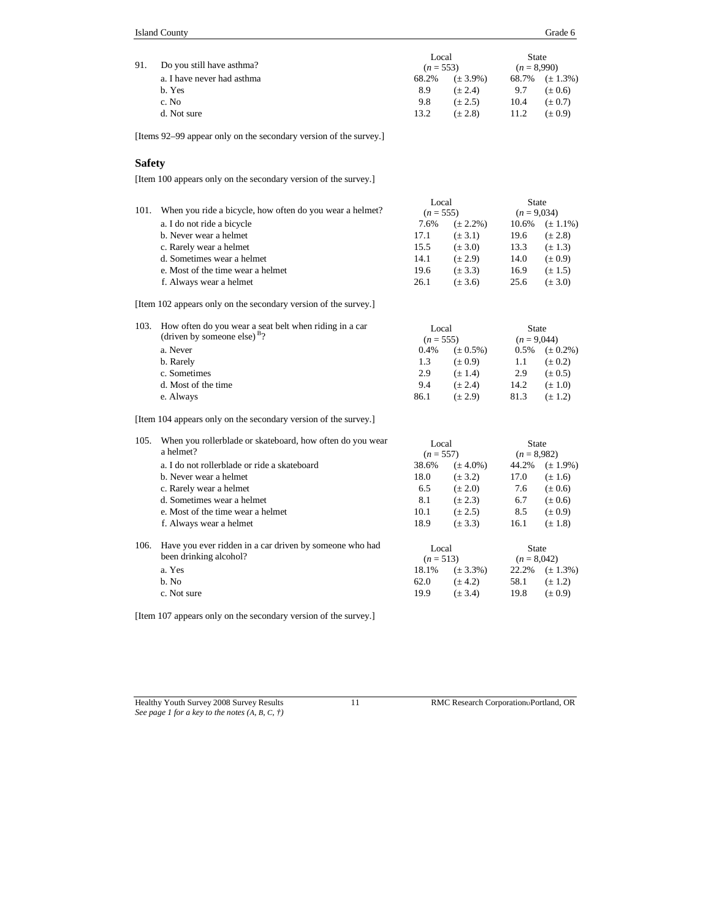| 91. Do you still have asthma? | Local ($n$ = 553) | | State ($n$ = 8,990) | |
|---|---|---|---|---|
| a. I have never had asthma | 68.2% | (± 3.9%) | 68.7% | (± 1.3%) |
| b. Yes | 8.9 | (± 2.4) | 9.7 | (± 0.6) |
| c. No | 9.8 | (± 2.5) | 10.4 | (± 0.7) |
| d. Not sure | 13.2 | (± 2.8) | 11.2 | (± 0.9) |

[Items 92–99 appear only on the secondary version of the survey.]

## Safety

[Item 100 appears only on the secondary version of the survey.]

| 101. When you ride a bicycle, how often do you wear a helmet? | Local ($n$ = 555) | | State ($n$ = 9,034) | |
|---|---|---|---|---|
| a. I do not ride a bicycle | 7.6% | (± 2.2%) | 10.6% | (± 1.1%) |
| b. Never wear a helmet | 17.1 | (± 3.1) | 19.6 | (± 2.8) |
| c. Rarely wear a helmet | 15.5 | (± 3.0) | 13.3 | (± 1.3) |
| d. Sometimes wear a helmet | 14.1 | (± 2.9) | 14.0 | (± 0.9) |
| e. Most of the time wear a helmet | 19.6 | (± 3.3) | 16.9 | (± 1.5) |
| f. Always wear a helmet | 26.1 | (± 3.6) | 25.6 | (± 3.0) |

[Item 102 appears only on the secondary version of the survey.]

| 103. How often do you wear a seat belt when riding in a car (driven by someone else) [B]? | Local ($n$ = 555) | | State ($n$ = 9,044) | |
|---|---|---|---|---|
| a. Never | 0.4% | (± 0.5%) | 0.5% | (± 0.2%) |
| b. Rarely | 1.3 | (± 0.9) | 1.1 | (± 0.2) |
| c. Sometimes | 2.9 | (± 1.4) | 2.9 | (± 0.5) |
| d. Most of the time | 9.4 | (± 2.4) | 14.2 | (± 1.0) |
| e. Always | 86.1 | (± 2.9) | 81.3 | (± 1.2) |

[Item 104 appears only on the secondary version of the survey.]

| 105. When you rollerblade or skateboard, how often do you wear a helmet? | Local ($n$ = 557) | | State ($n$ = 8,982) | |
|---|---|---|---|---|
| a. I do not rollerblade or ride a skateboard | 38.6% | (± 4.0%) | 44.2% | (± 1.9%) |
| b. Never wear a helmet | 18.0 | (± 3.2) | 17.0 | (± 1.6) |
| c. Rarely wear a helmet | 6.5 | (± 2.0) | 7.6 | (± 0.6) |
| d. Sometimes wear a helmet | 8.1 | (± 2.3) | 6.7 | (± 0.6) |
| e. Most of the time wear a helmet | 10.1 | (± 2.5) | 8.5 | (± 0.9) |
| f. Always wear a helmet | 18.9 | (± 3.3) | 16.1 | (± 1.8) |

| 106. Have you ever ridden in a car driven by someone who had been drinking alcohol? | Local ($n$ = 513) | | State ($n$ = 8,042) | |
|---|---|---|---|---|
| a. Yes | 18.1% | (± 3.3%) | 22.2% | (± 1.3%) |
| b. No | 62.0 | (± 4.2) | 58.1 | (± 1.2) |
| c. Not sure | 19.9 | (± 3.4) | 19.8 | (± 0.9) |

[Item 107 appears only on the secondary version of the survey.]

*See page 1 for a key to the notes (A, B, C, †)*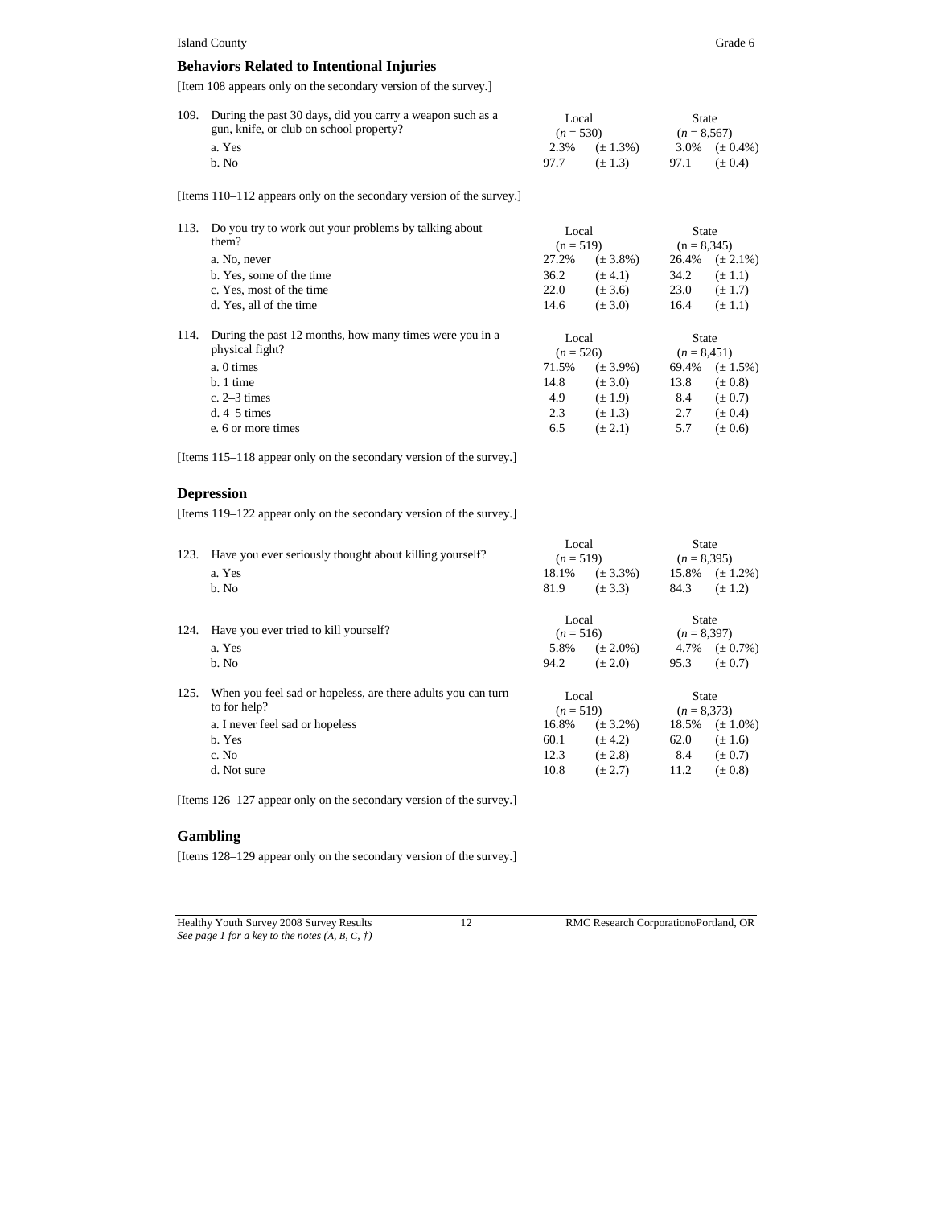## Behaviors Related to Intentional Injuries

[Item 108 appears only on the secondary version of the survey.]

| 109. During the past 30 days, did you carry a weapon such as a gun, knife, or club on school property? | Local (*n* = 530) | | State (*n* = 8,567) | |
|---|---|---|---|---|
| a. Yes | 2.3% | (± 1.3%) | 3.0% | (± 0.4%) |
| b. No | 97.7 | (± 1.3) | 97.1 | (± 0.4) |

[Items 110–112 appears only on the secondary version of the survey.]

| 113. Do you try to work out your problems by talking about them? | Local (n = 519) | | State (n = 8,345) | |
|---|---|---|---|---|
| a. No, never | 27.2% | (± 3.8%) | 26.4% | (± 2.1%) |
| b. Yes, some of the time | 36.2 | (± 4.1) | 34.2 | (± 1.1) |
| c. Yes, most of the time | 22.0 | (± 3.6) | 23.0 | (± 1.7) |
| d. Yes, all of the time | 14.6 | (± 3.0) | 16.4 | (± 1.1) |

| 114. During the past 12 months, how many times were you in a physical fight? | Local (*n* = 526) | | State (*n* = 8,451) | |
|---|---|---|---|---|
| a. 0 times | 71.5% | (± 3.9%) | 69.4% | (± 1.5%) |
| b. 1 time | 14.8 | (± 3.0) | 13.8 | (± 0.8) |
| c. 2–3 times | 4.9 | (± 1.9) | 8.4 | (± 0.7) |
| d. 4–5 times | 2.3 | (± 1.3) | 2.7 | (± 0.4) |
| e. 6 or more times | 6.5 | (± 2.1) | 5.7 | (± 0.6) |

[Items 115–118 appear only on the secondary version of the survey.]

## Depression

[Items 119–122 appear only on the secondary version of the survey.]

| 123. Have you ever seriously thought about killing yourself? | Local (*n* = 519) | | State (*n* = 8,395) | |
|---|---|---|---|---|
| a. Yes | 18.1% | (± 3.3%) | 15.8% | (± 1.2%) |
| b. No | 81.9 | (± 3.3) | 84.3 | (± 1.2) |

| 124. Have you ever tried to kill yourself? | Local (*n* = 516) | | State (*n* = 8,397) | |
|---|---|---|---|---|
| a. Yes | 5.8% | (± 2.0%) | 4.7% | (± 0.7%) |
| b. No | 94.2 | (± 2.0) | 95.3 | (± 0.7) |

| 125. When you feel sad or hopeless, are there adults you can turn to for help? | Local (*n* = 519) | | State (*n* = 8,373) | |
|---|---|---|---|---|
| a. I never feel sad or hopeless | 16.8% | (± 3.2%) | 18.5% | (± 1.0%) |
| b. Yes | 60.1 | (± 4.2) | 62.0 | (± 1.6) |
| c. No | 12.3 | (± 2.8) | 8.4 | (± 0.7) |
| d. Not sure | 10.8 | (± 2.7) | 11.2 | (± 0.8) |

[Items 126–127 appear only on the secondary version of the survey.]

## Gambling

[Items 128–129 appear only on the secondary version of the survey.]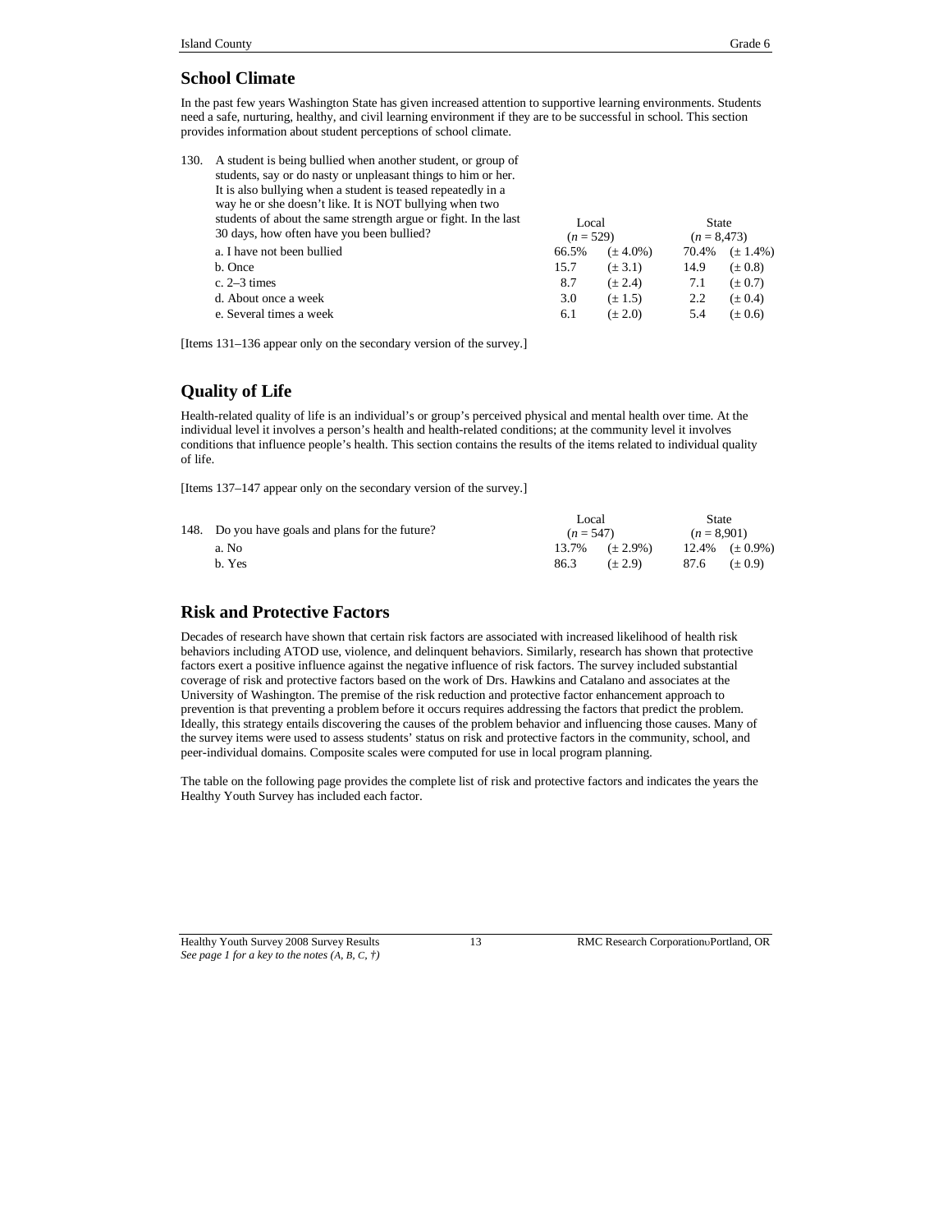## School Climate

In the past few years Washington State has given increased attention to supportive learning environments. Students need a safe, nurturing, healthy, and civil learning environment if they are to be successful in school. This section provides information about student perceptions of school climate.

| 130. A student is being bullied when another student, or group of students, say or do nasty or unpleasant things to him or her. It is also bullying when a student is teased repeatedly in a way he or she doesn't like. It is NOT bullying when two students of about the same strength argue or fight. In the last 30 days, how often have you been bullied? | Local (*n* = 529) | | State (*n* = 8,473) | |
|---|---|---|---|---|
| a. I have not been bullied | 66.5% | (± 4.0%) | 70.4% | (± 1.4%) |
| b. Once | 15.7 | (± 3.1) | 14.9 | (± 0.8) |
| c. 2–3 times | 8.7 | (± 2.4) | 7.1 | (± 0.7) |
| d. About once a week | 3.0 | (± 1.5) | 2.2 | (± 0.4) |
| e. Several times a week | 6.1 | (± 2.0) | 5.4 | (± 0.6) |

[Items 131–136 appear only on the secondary version of the survey.]

## Quality of Life

Health-related quality of life is an individual's or group's perceived physical and mental health over time. At the individual level it involves a person's health and health-related conditions; at the community level it involves conditions that influence people's health. This section contains the results of the items related to individual quality of life.

[Items 137–147 appear only on the secondary version of the survey.]

| 148. Do you have goals and plans for the future? | Local (*n* = 547) | | State (*n* = 8,901) | |
|---|---|---|---|---|
| a. No | 13.7% | (± 2.9%) | 12.4% | (± 0.9%) |
| b. Yes | 86.3 | (± 2.9) | 87.6 | (± 0.9) |

## Risk and Protective Factors

Decades of research have shown that certain risk factors are associated with increased likelihood of health risk behaviors including ATOD use, violence, and delinquent behaviors. Similarly, research has shown that protective factors exert a positive influence against the negative influence of risk factors. The survey included substantial coverage of risk and protective factors based on the work of Drs. Hawkins and Catalano and associates at the University of Washington. The premise of the risk reduction and protective factor enhancement approach to prevention is that preventing a problem before it occurs requires addressing the factors that predict the problem. Ideally, this strategy entails discovering the causes of the problem behavior and influencing those causes. Many of the survey items were used to assess students' status on risk and protective factors in the community, school, and peer-individual domains. Composite scales were computed for use in local program planning.

The table on the following page provides the complete list of risk and protective factors and indicates the years the Healthy Youth Survey has included each factor.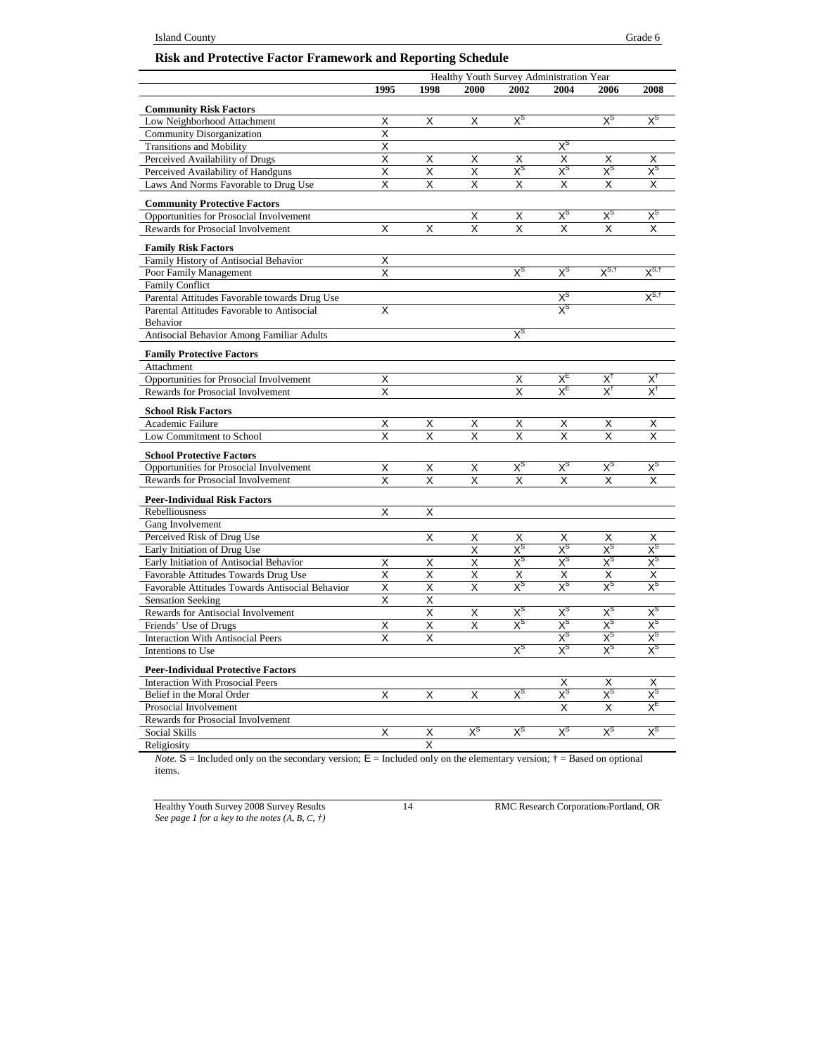## Risk and Protective Factor Framework and Reporting Schedule

| | Healthy Youth Survey Administration Year | | | | | | |
|---|---|---|---|---|---|---|---|
| | 1995 | 1998 | 2000 | 2002 | 2004 | 2006 | 2008 |
| **Community Risk Factors** | | | | | | | |
| Low Neighborhood Attachment | X | X | X | $X^S$ | | $X^S$ | $X^S$ |
| Community Disorganization | X | | | | | | |
| Transitions and Mobility | X | | | | $X^S$ | | |
| Perceived Availability of Drugs | X | X | X | X | X | X | X |
| Perceived Availability of Handguns | X | X | X | $X^S$ | $X^S$ | $X^S$ | $X^S$ |
| Laws And Norms Favorable to Drug Use | X | X | X | X | X | X | X |
| **Community Protective Factors** | | | | | | | |
| Opportunities for Prosocial Involvement | | | X | X | $X^S$ | $X^S$ | $X^S$ |
| Rewards for Prosocial Involvement | X | X | X | X | X | X | X |
| **Family Risk Factors** | | | | | | | |
| Family History of Antisocial Behavior | X | | | | | | |
| Poor Family Management | X | | | $X^S$ | $X^S$ | $X^{S,†}$ | $X^{S,†}$ |
| Family Conflict | | | | | | | |
| Parental Attitudes Favorable towards Drug Use | | | | | $X^S$ | | $X^{S,†}$ |
| Parental Attitudes Favorable to Antisocial Behavior | X | | | | $X^S$ | | |
| Antisocial Behavior Among Familiar Adults | | | | $X^S$ | | | |
| **Family Protective Factors** | | | | | | | |
| Attachment | | | | | | | |
| Opportunities for Prosocial Involvement | X | | | X | $X^E$ | $X^†$ | $X^†$ |
| Rewards for Prosocial Involvement | X | | | X | $X^E$ | $X^†$ | $X^†$ |
| **School Risk Factors** | | | | | | | |
| Academic Failure | X | X | X | X | X | X | X |
| Low Commitment to School | X | X | X | X | X | X | X |
| **School Protective Factors** | | | | | | | |
| Opportunities for Prosocial Involvement | X | X | X | $X^S$ | $X^S$ | $X^S$ | $X^S$ |
| Rewards for Prosocial Involvement | X | X | X | X | X | X | X |
| **Peer-Individual Risk Factors** | | | | | | | |
| Rebelliousness | X | X | | | | | |
| Gang Involvement | | | | | | | |
| Perceived Risk of Drug Use | | X | X | X | X | X | X |
| Early Initiation of Drug Use | | | X | $X^S$ | $X^S$ | $X^S$ | $X^S$ |
| Early Initiation of Antisocial Behavior | X | X | X | $X^S$ | $X^S$ | $X^S$ | $X^S$ |
| Favorable Attitudes Towards Drug Use | X | X | X | X | X | X | X |
| Favorable Attitudes Towards Antisocial Behavior | X | X | X | $X^S$ | $X^S$ | $X^S$ | $X^S$ |
| Sensation Seeking | X | X | | | | | |
| Rewards for Antisocial Involvement | | X | X | $X^S$ | $X^S$ | $X^S$ | $X^S$ |
| Friends' Use of Drugs | X | X | X | $X^S$ | $X^S$ | $X^S$ | $X^S$ |
| Interaction With Antisocial Peers | X | X | | | $X^S$ | $X^S$ | $X^S$ |
| Intentions to Use | | | | $X^S$ | $X^S$ | $X^S$ | $X^S$ |
| **Peer-Individual Protective Factors** | | | | | | | |
| Interaction With Prosocial Peers | | | | | X | X | X |
| Belief in the Moral Order | X | X | X | $X^S$ | $X^S$ | $X^S$ | $X^S$ |
| Prosocial Involvement | | | | | X | X | $X^E$ |
| Rewards for Prosocial Involvement | | | | | | | |
| Social Skills | X | X | $X^S$ | $X^S$ | $X^S$ | $X^S$ | $X^S$ |
| Religiosity | | X | | | | | |

*Note.* S = Included only on the secondary version; E = Included only on the elementary version; † = Based on optional items.

*See page 1 for a key to the notes (A, B, C, †)*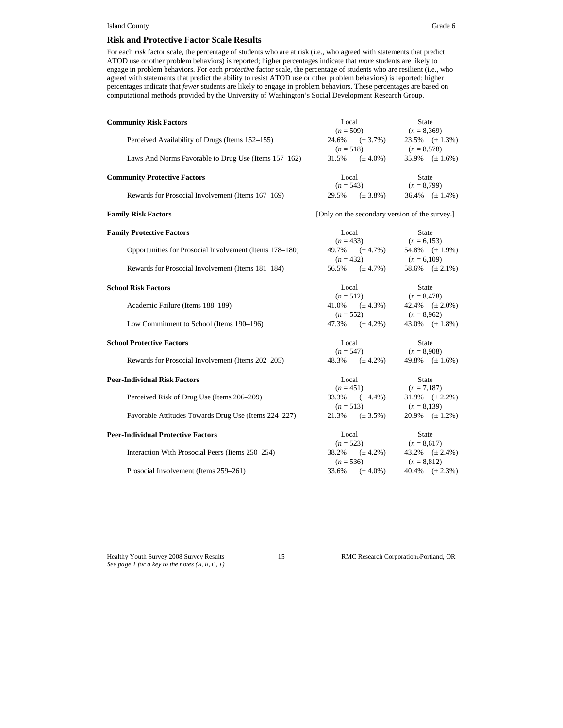## Risk and Protective Factor Scale Results

For each *risk* factor scale, the percentage of students who are at risk (i.e., who agreed with statements that predict ATOD use or other problem behaviors) is reported; higher percentages indicate that *more* students are likely to engage in problem behaviors. For each *protective* factor scale, the percentage of students who are resilient (i.e., who agreed with statements that predict the ability to resist ATOD use or other problem behaviors) is reported; higher percentages indicate that *fewer* students are likely to engage in problem behaviors. These percentages are based on computational methods provided by the University of Washington's Social Development Research Group.

| | Local | State |
|---|---|---|
| **Community Risk Factors** | | |
| Perceived Availability of Drugs (Items 152–155) | (*n* = 509) 24.6% (± 3.7%) | (*n* = 8,369) 23.5% (± 1.3%) |
| Laws And Norms Favorable to Drug Use (Items 157–162) | (*n* = 518) 31.5% (± 4.0%) | (*n* = 8,578) 35.9% (± 1.6%) |
| **Community Protective Factors** | | |
| Rewards for Prosocial Involvement (Items 167–169) | (*n* = 543) 29.5% (± 3.8%) | (*n* = 8,799) 36.4% (± 1.4%) |
| **Family Risk Factors** | [Only on the secondary version of the survey.] | |
| **Family Protective Factors** | | |
| Opportunities for Prosocial Involvement (Items 178–180) | (*n* = 433) 49.7% (± 4.7%) | (*n* = 6,153) 54.8% (± 1.9%) |
| Rewards for Prosocial Involvement (Items 181–184) | (*n* = 432) 56.5% (± 4.7%) | (*n* = 6,109) 58.6% (± 2.1%) |
| **School Risk Factors** | | |
| Academic Failure (Items 188–189) | (*n* = 512) 41.0% (± 4.3%) | (*n* = 8,478) 42.4% (± 2.0%) |
| Low Commitment to School (Items 190–196) | (*n* = 552) 47.3% (± 4.2%) | (*n* = 8,962) 43.0% (± 1.8%) |
| **School Protective Factors** | | |
| Rewards for Prosocial Involvement (Items 202–205) | (*n* = 547) 48.3% (± 4.2%) | (*n* = 8,908) 49.8% (± 1.6%) |
| **Peer-Individual Risk Factors** | | |
| Perceived Risk of Drug Use (Items 206–209) | (*n* = 451) 33.3% (± 4.4%) | (*n* = 7,187) 31.9% (± 2.2%) |
| Favorable Attitudes Towards Drug Use (Items 224–227) | (*n* = 513) 21.3% (± 3.5%) | (*n* = 8,139) 20.9% (± 1.2%) |
| **Peer-Individual Protective Factors** | | |
| Interaction With Prosocial Peers (Items 250–254) | (*n* = 523) 38.2% (± 4.2%) | (*n* = 8,617) 43.2% (± 2.4%) |
| Prosocial Involvement (Items 259–261) | (*n* = 536) 33.6% (± 4.0%) | (*n* = 8,812) 40.4% (± 2.3%) |

*See page 1 for a key to the notes (A, B, C, †)*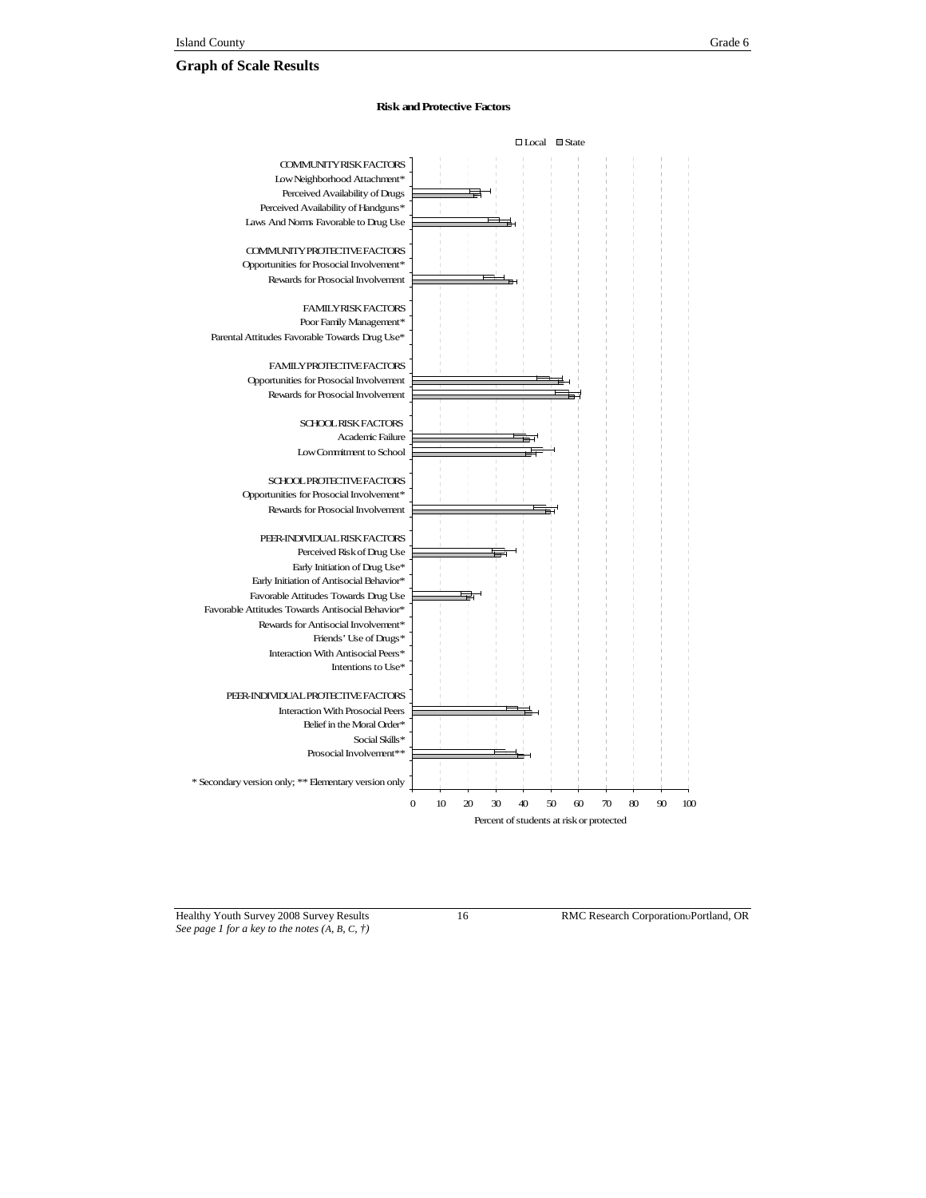## Graph of Scale Results

**Risk and Protective Factors**

☐ Local ☐ State

COMMUNITY RISK FACTORS
Low Neighborhood Attachment*
Perceived Availability of Drugs
Perceived Availability of Handguns*
Laws And Norms Favorable to Drug Use

COMMUNITY PROTECTIVE FACTORS
Opportunities for Prosocial Involvement*
Rewards for Prosocial Involvement

FAMILY RISK FACTORS
Poor Family Management*
Parental Attitudes Favorable Towards Drug Use*

FAMILY PROTECTIVE FACTORS
Opportunities for Prosocial Involvement
Rewards for Prosocial Involvement

SCHOOL RISK FACTORS
Academic Failure
Low Commitment to School

SCHOOL PROTECTIVE FACTORS
Opportunities for Prosocial Involvement*
Rewards for Prosocial Involvement

PEER-INDIVIDUAL RISK FACTORS
Perceived Risk of Drug Use
Early Initiation of Drug Use*
Early Initiation of Antisocial Behavior*
Favorable Attitudes Towards Drug Use
Favorable Attitudes Towards Antisocial Behavior*
Rewards for Antisocial Involvement*
Friends' Use of Drugs*
Interaction With Antisocial Peers*
Intentions to Use*

PEER-INDIVIDUAL PROTECTIVE FACTORS
Interaction With Prosocial Peers
Belief in the Moral Order*
Social Skills*
Prosocial Involvement**

\* Secondary version only; ** Elementary version only

0 10 20 30 40 50 60 70 80 90 100

Percent of students at risk or protected

*See page 1 for a key to the notes (A, B, C, †)*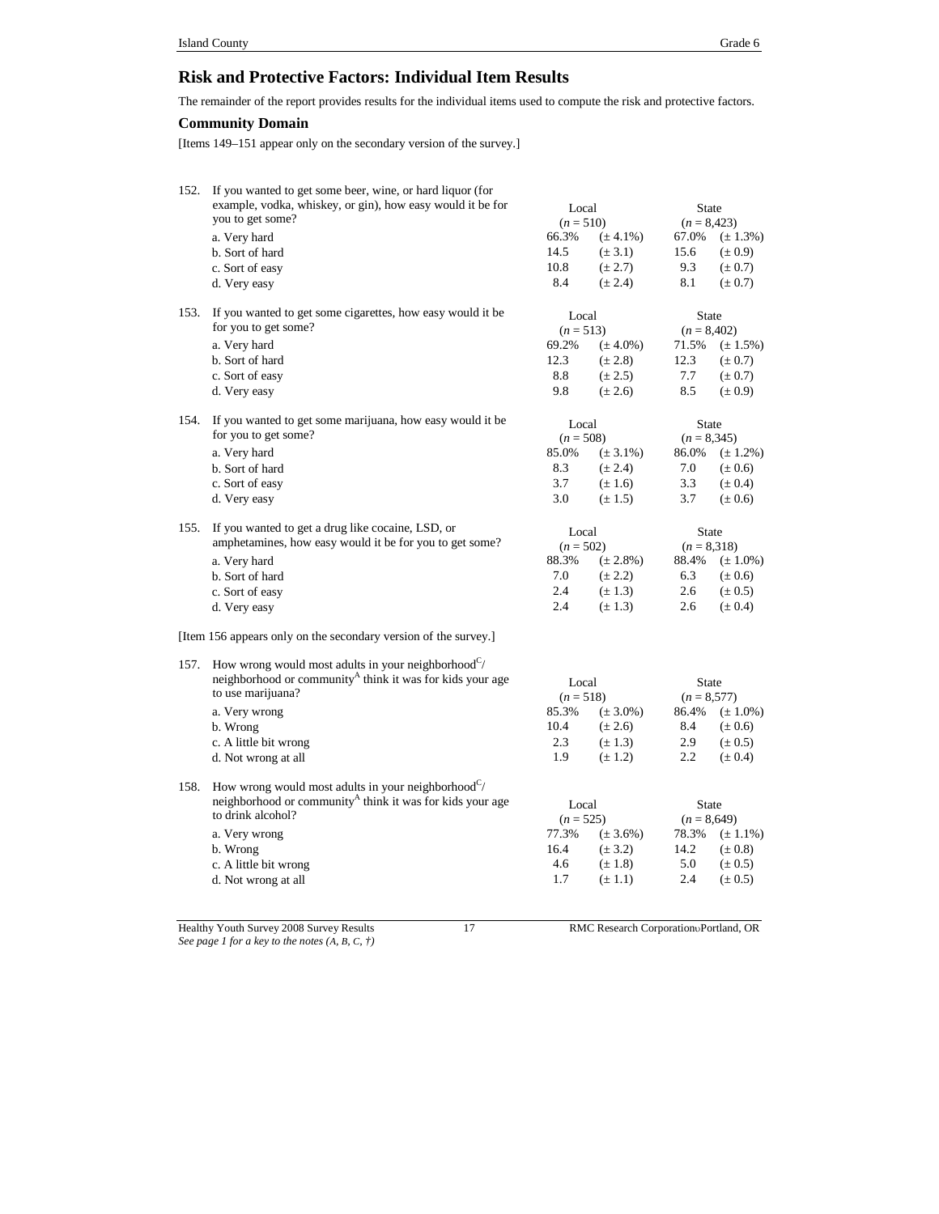## Risk and Protective Factors: Individual Item Results

The remainder of the report provides results for the individual items used to compute the risk and protective factors.

### Community Domain

[Items 149–151 appear only on the secondary version of the survey.]

152. If you wanted to get some beer, wine, or hard liquor (for example, vodka, whiskey, or gin), how easy would it be for you to get some?

| | Local ($n$ = 510) | | State ($n$ = 8,423) | |
|---|---|---|---|---|
| a. Very hard | 66.3% | (± 4.1%) | 67.0% | (± 1.3%) |
| b. Sort of hard | 14.5 | (± 3.1) | 15.6 | (± 0.9) |
| c. Sort of easy | 10.8 | (± 2.7) | 9.3 | (± 0.7) |
| d. Very easy | 8.4 | (± 2.4) | 8.1 | (± 0.7) |

153. If you wanted to get some cigarettes, how easy would it be for you to get some?

| | Local ($n$ = 513) | | State ($n$ = 8,402) | |
|---|---|---|---|---|
| a. Very hard | 69.2% | (± 4.0%) | 71.5% | (± 1.5%) |
| b. Sort of hard | 12.3 | (± 2.8) | 12.3 | (± 0.7) |
| c. Sort of easy | 8.8 | (± 2.5) | 7.7 | (± 0.7) |
| d. Very easy | 9.8 | (± 2.6) | 8.5 | (± 0.9) |

154. If you wanted to get some marijuana, how easy would it be for you to get some?

| | Local ($n$ = 508) | | State ($n$ = 8,345) | |
|---|---|---|---|---|
| a. Very hard | 85.0% | (± 3.1%) | 86.0% | (± 1.2%) |
| b. Sort of hard | 8.3 | (± 2.4) | 7.0 | (± 0.6) |
| c. Sort of easy | 3.7 | (± 1.6) | 3.3 | (± 0.4) |
| d. Very easy | 3.0 | (± 1.5) | 3.7 | (± 0.6) |

155. If you wanted to get a drug like cocaine, LSD, or amphetamines, how easy would it be for you to get some?

| | Local ($n$ = 502) | | State ($n$ = 8,318) | |
|---|---|---|---|---|
| a. Very hard | 88.3% | (± 2.8%) | 88.4% | (± 1.0%) |
| b. Sort of hard | 7.0 | (± 2.2) | 6.3 | (± 0.6) |
| c. Sort of easy | 2.4 | (± 1.3) | 2.6 | (± 0.5) |
| d. Very easy | 2.4 | (± 1.3) | 2.6 | (± 0.4) |

[Item 156 appears only on the secondary version of the survey.]

157. How wrong would most adults in your neighborhood[C]/ neighborhood or community[A] think it was for kids your age to use marijuana?

| | Local ($n$ = 518) | | State ($n$ = 8,577) | |
|---|---|---|---|---|
| a. Very wrong | 85.3% | (± 3.0%) | 86.4% | (± 1.0%) |
| b. Wrong | 10.4 | (± 2.6) | 8.4 | (± 0.6) |
| c. A little bit wrong | 2.3 | (± 1.3) | 2.9 | (± 0.5) |
| d. Not wrong at all | 1.9 | (± 1.2) | 2.2 | (± 0.4) |

158. How wrong would most adults in your neighborhood[C]/ neighborhood or community[A] think it was for kids your age to drink alcohol?

| | Local ($n$ = 525) | | State ($n$ = 8,649) | |
|---|---|---|---|---|
| a. Very wrong | 77.3% | (± 3.6%) | 78.3% | (± 1.1%) |
| b. Wrong | 16.4 | (± 3.2) | 14.2 | (± 0.8) |
| c. A little bit wrong | 4.6 | (± 1.8) | 5.0 | (± 0.5) |
| d. Not wrong at all | 1.7 | (± 1.1) | 2.4 | (± 0.5) |

*See page 1 for a key to the notes (A, B, C, †)*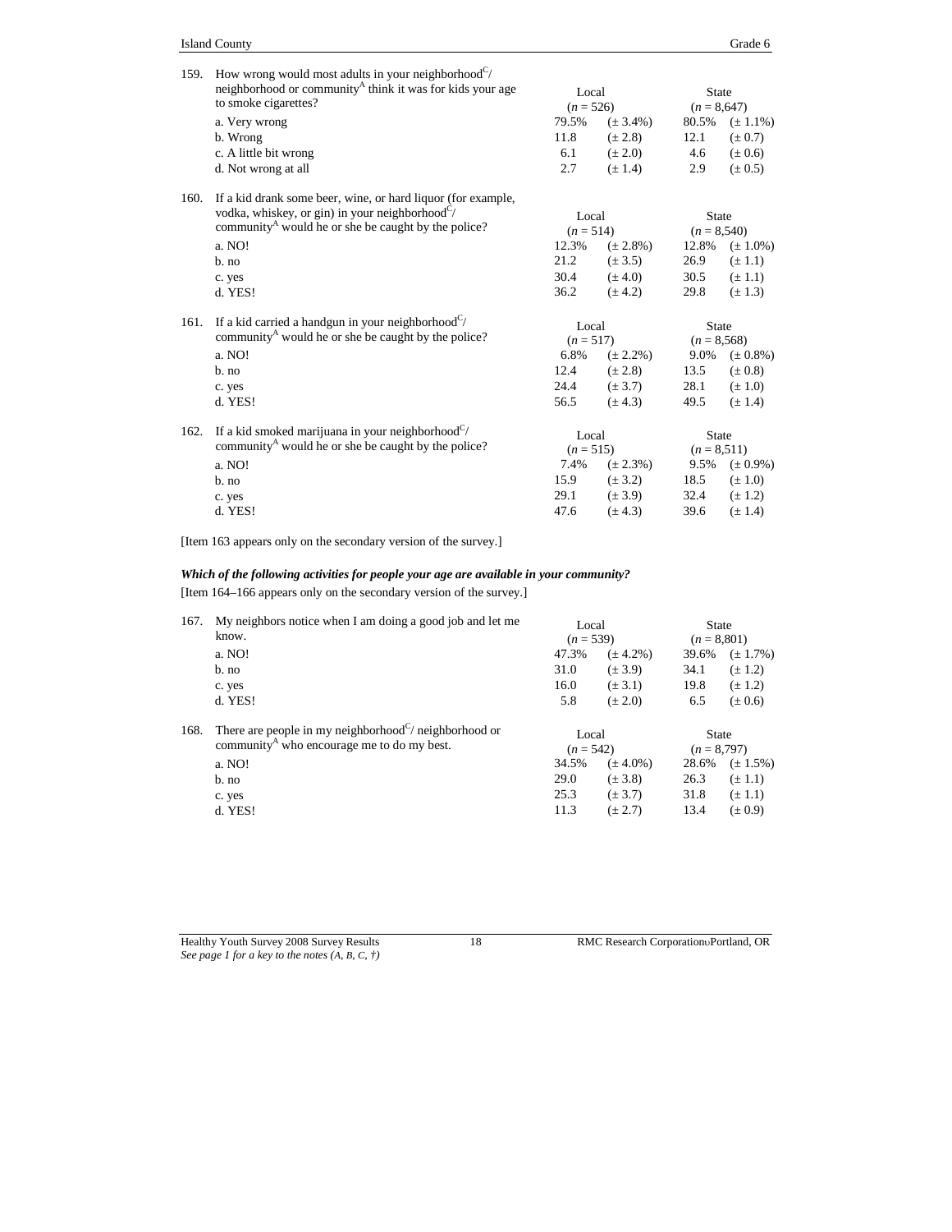159. How wrong would most adults in your neighborhood[C]/ neighborhood or community[A] think it was for kids your age to smoke cigarettes?

| | Local (n = 526) | | State (n = 8,647) | |
|---|---|---|---|---|
| a. Very wrong | 79.5% | (± 3.4%) | 80.5% | (± 1.1%) |
| b. Wrong | 11.8 | (± 2.8) | 12.1 | (± 0.7) |
| c. A little bit wrong | 6.1 | (± 2.0) | 4.6 | (± 0.6) |
| d. Not wrong at all | 2.7 | (± 1.4) | 2.9 | (± 0.5) |

160. If a kid drank some beer, wine, or hard liquor (for example, vodka, whiskey, or gin) in your neighborhood[C]/ community[A] would he or she be caught by the police?

| | Local (n = 514) | | State (n = 8,540) | |
|---|---|---|---|---|
| a. NO! | 12.3% | (± 2.8%) | 12.8% | (± 1.0%) |
| b. no | 21.2 | (± 3.5) | 26.9 | (± 1.1) |
| c. yes | 30.4 | (± 4.0) | 30.5 | (± 1.1) |
| d. YES! | 36.2 | (± 4.2) | 29.8 | (± 1.3) |

161. If a kid carried a handgun in your neighborhood[C]/ community[A] would he or she be caught by the police?

| | Local (n = 517) | | State (n = 8,568) | |
|---|---|---|---|---|
| a. NO! | 6.8% | (± 2.2%) | 9.0% | (± 0.8%) |
| b. no | 12.4 | (± 2.8) | 13.5 | (± 0.8) |
| c. yes | 24.4 | (± 3.7) | 28.1 | (± 1.0) |
| d. YES! | 56.5 | (± 4.3) | 49.5 | (± 1.4) |

162. If a kid smoked marijuana in your neighborhood[C]/ community[A] would he or she be caught by the police?

| | Local (n = 515) | | State (n = 8,511) | |
|---|---|---|---|---|
| a. NO! | 7.4% | (± 2.3%) | 9.5% | (± 0.9%) |
| b. no | 15.9 | (± 3.2) | 18.5 | (± 1.0) |
| c. yes | 29.1 | (± 3.9) | 32.4 | (± 1.2) |
| d. YES! | 47.6 | (± 4.3) | 39.6 | (± 1.4) |

[Item 163 appears only on the secondary version of the survey.]

***Which of the following activities for people your age are available in your community?***

[Item 164–166 appears only on the secondary version of the survey.]

167. My neighbors notice when I am doing a good job and let me know.

| | Local (n = 539) | | State (n = 8,801) | |
|---|---|---|---|---|
| a. NO! | 47.3% | (± 4.2%) | 39.6% | (± 1.7%) |
| b. no | 31.0 | (± 3.9) | 34.1 | (± 1.2) |
| c. yes | 16.0 | (± 3.1) | 19.8 | (± 1.2) |
| d. YES! | 5.8 | (± 2.0) | 6.5 | (± 0.6) |

168. There are people in my neighborhood[C]/ neighborhood or community[A] who encourage me to do my best.

| | Local (n = 542) | | State (n = 8,797) | |
|---|---|---|---|---|
| a. NO! | 34.5% | (± 4.0%) | 28.6% | (± 1.5%) |
| b. no | 29.0 | (± 3.8) | 26.3 | (± 1.1) |
| c. yes | 25.3 | (± 3.7) | 31.8 | (± 1.1) |
| d. YES! | 11.3 | (± 2.7) | 13.4 | (± 0.9) |

*See page 1 for a key to the notes (A, B, C, †)*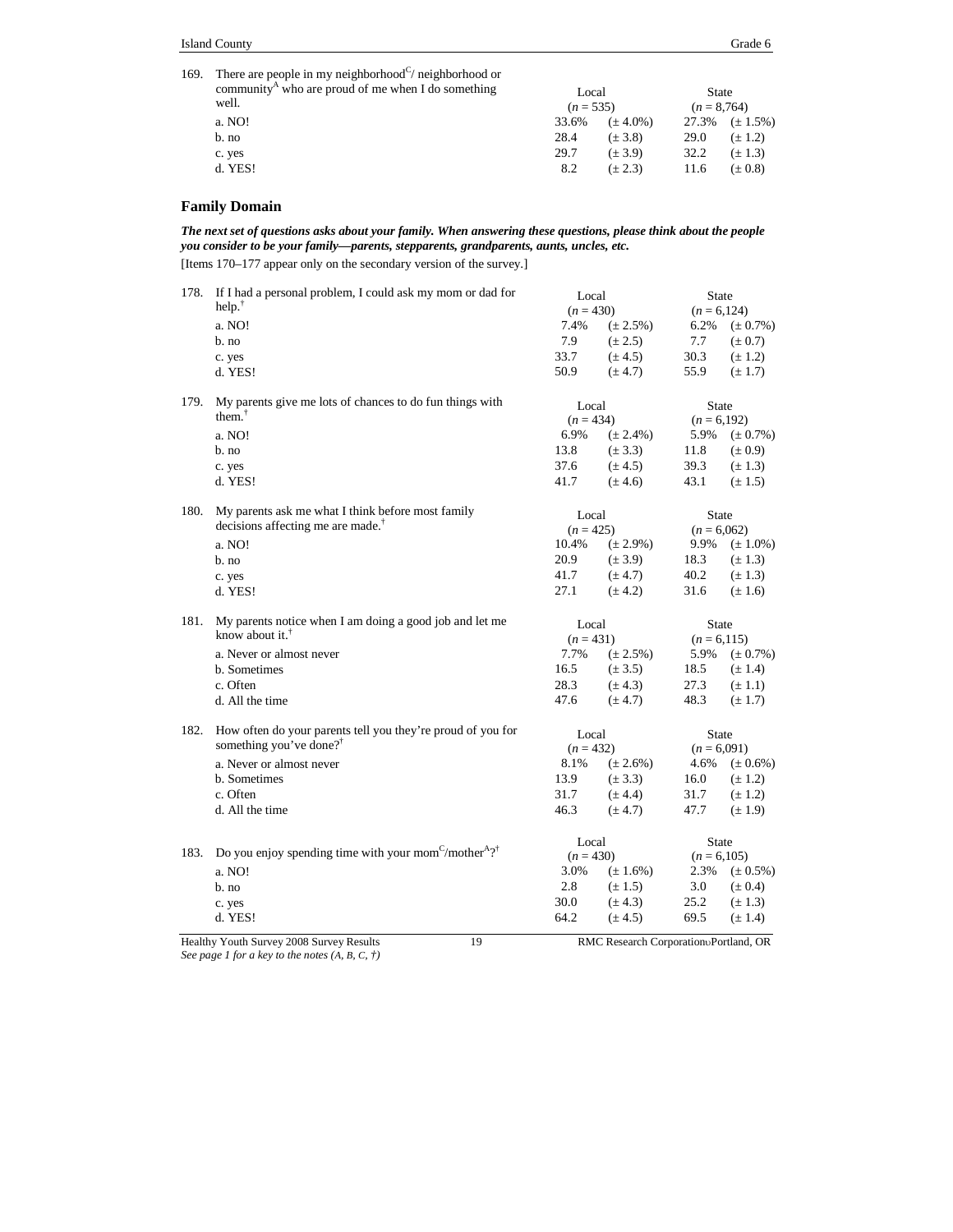169. There are people in my neighborhood[C]/ neighborhood or community[A] who are proud of me when I do something well.

| | Local (n = 535) | | State (n = 8,764) | |
|---|---|---|---|---|
| a. NO! | 33.6% | (± 4.0%) | 27.3% | (± 1.5%) |
| b. no | 28.4 | (± 3.8) | 29.0 | (± 1.2) |
| c. yes | 29.7 | (± 3.9) | 32.2 | (± 1.3) |
| d. YES! | 8.2 | (± 2.3) | 11.6 | (± 0.8) |

## Family Domain

***The next set of questions asks about your family. When answering these questions, please think about the people you consider to be your family—parents, stepparents, grandparents, aunts, uncles, etc.***

[Items 170–177 appear only on the secondary version of the survey.]

178. If I had a personal problem, I could ask my mom or dad for help.[†]

| | Local (n = 430) | | State (n = 6,124) | |
|---|---|---|---|---|
| a. NO! | 7.4% | (± 2.5%) | 6.2% | (± 0.7%) |
| b. no | 7.9 | (± 2.5) | 7.7 | (± 0.7) |
| c. yes | 33.7 | (± 4.5) | 30.3 | (± 1.2) |
| d. YES! | 50.9 | (± 4.7) | 55.9 | (± 1.7) |

179. My parents give me lots of chances to do fun things with them.[†]

| | Local (n = 434) | | State (n = 6,192) | |
|---|---|---|---|---|
| a. NO! | 6.9% | (± 2.4%) | 5.9% | (± 0.7%) |
| b. no | 13.8 | (± 3.3) | 11.8 | (± 0.9) |
| c. yes | 37.6 | (± 4.5) | 39.3 | (± 1.3) |
| d. YES! | 41.7 | (± 4.6) | 43.1 | (± 1.5) |

180. My parents ask me what I think before most family decisions affecting me are made.[†]

| | Local (n = 425) | | State (n = 6,062) | |
|---|---|---|---|---|
| a. NO! | 10.4% | (± 2.9%) | 9.9% | (± 1.0%) |
| b. no | 20.9 | (± 3.9) | 18.3 | (± 1.3) |
| c. yes | 41.7 | (± 4.7) | 40.2 | (± 1.3) |
| d. YES! | 27.1 | (± 4.2) | 31.6 | (± 1.6) |

181. My parents notice when I am doing a good job and let me know about it.[†]

| | Local (n = 431) | | State (n = 6,115) | |
|---|---|---|---|---|
| a. Never or almost never | 7.7% | (± 2.5%) | 5.9% | (± 0.7%) |
| b. Sometimes | 16.5 | (± 3.5) | 18.5 | (± 1.4) |
| c. Often | 28.3 | (± 4.3) | 27.3 | (± 1.1) |
| d. All the time | 47.6 | (± 4.7) | 48.3 | (± 1.7) |

182. How often do your parents tell you they're proud of you for something you've done?[†]

| | Local (n = 432) | | State (n = 6,091) | |
|---|---|---|---|---|
| a. Never or almost never | 8.1% | (± 2.6%) | 4.6% | (± 0.6%) |
| b. Sometimes | 13.9 | (± 3.3) | 16.0 | (± 1.2) |
| c. Often | 31.7 | (± 4.4) | 31.7 | (± 1.2) |
| d. All the time | 46.3 | (± 4.7) | 47.7 | (± 1.9) |

183. Do you enjoy spending time with your mom[C]/mother[A]?[†]

| | Local (n = 430) | | State (n = 6,105) | |
|---|---|---|---|---|
| a. NO! | 3.0% | (± 1.6%) | 2.3% | (± 0.5%) |
| b. no | 2.8 | (± 1.5) | 3.0 | (± 0.4) |
| c. yes | 30.0 | (± 4.3) | 25.2 | (± 1.3) |
| d. YES! | 64.2 | (± 4.5) | 69.5 | (± 1.4) |

*See page 1 for a key to the notes (A, B, C, †)*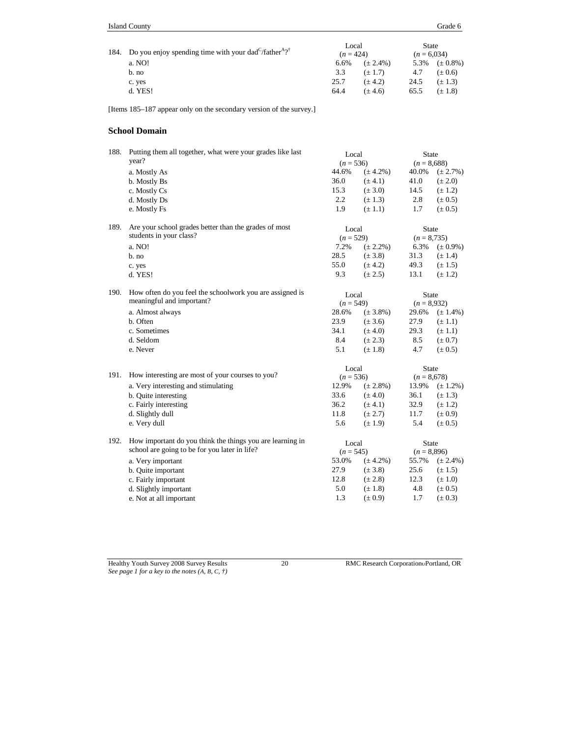| 184. Do you enjoy spending time with your dad[C]/father[A]?[†] | Local ($n$ = 424) | | State ($n$ = 6,034) | |
|---|---|---|---|---|
| a. NO! | 6.6% | (± 2.4%) | 5.3% | (± 0.8%) |
| b. no | 3.3 | (± 1.7) | 4.7 | (± 0.6) |
| c. yes | 25.7 | (± 4.2) | 24.5 | (± 1.3) |
| d. YES! | 64.4 | (± 4.6) | 65.5 | (± 1.8) |

[Items 185–187 appear only on the secondary version of the survey.]

### School Domain

| 188. Putting them all together, what were your grades like last year? | Local ($n$ = 536) | | State ($n$ = 8,688) | |
|---|---|---|---|---|
| a. Mostly As | 44.6% | (± 4.2%) | 40.0% | (± 2.7%) |
| b. Mostly Bs | 36.0 | (± 4.1) | 41.0 | (± 2.0) |
| c. Mostly Cs | 15.3 | (± 3.0) | 14.5 | (± 1.2) |
| d. Mostly Ds | 2.2 | (± 1.3) | 2.8 | (± 0.5) |
| e. Mostly Fs | 1.9 | (± 1.1) | 1.7 | (± 0.5) |

| 189. Are your school grades better than the grades of most students in your class? | Local ($n$ = 529) | | State ($n$ = 8,735) | |
|---|---|---|---|---|
| a. NO! | 7.2% | (± 2.2%) | 6.3% | (± 0.9%) |
| b. no | 28.5 | (± 3.8) | 31.3 | (± 1.4) |
| c. yes | 55.0 | (± 4.2) | 49.3 | (± 1.5) |
| d. YES! | 9.3 | (± 2.5) | 13.1 | (± 1.2) |

| 190. How often do you feel the schoolwork you are assigned is meaningful and important? | Local ($n$ = 549) | | State ($n$ = 8,932) | |
|---|---|---|---|---|
| a. Almost always | 28.6% | (± 3.8%) | 29.6% | (± 1.4%) |
| b. Often | 23.9 | (± 3.6) | 27.9 | (± 1.1) |
| c. Sometimes | 34.1 | (± 4.0) | 29.3 | (± 1.1) |
| d. Seldom | 8.4 | (± 2.3) | 8.5 | (± 0.7) |
| e. Never | 5.1 | (± 1.8) | 4.7 | (± 0.5) |

| 191. How interesting are most of your courses to you? | Local ($n$ = 536) | | State ($n$ = 8,678) | |
|---|---|---|---|---|
| a. Very interesting and stimulating | 12.9% | (± 2.8%) | 13.9% | (± 1.2%) |
| b. Quite interesting | 33.6 | (± 4.0) | 36.1 | (± 1.3) |
| c. Fairly interesting | 36.2 | (± 4.1) | 32.9 | (± 1.2) |
| d. Slightly dull | 11.8 | (± 2.7) | 11.7 | (± 0.9) |
| e. Very dull | 5.6 | (± 1.9) | 5.4 | (± 0.5) |

| 192. How important do you think the things you are learning in school are going to be for you later in life? | Local ($n$ = 545) | | State ($n$ = 8,896) | |
|---|---|---|---|---|
| a. Very important | 53.0% | (± 4.2%) | 55.7% | (± 2.4%) |
| b. Quite important | 27.9 | (± 3.8) | 25.6 | (± 1.5) |
| c. Fairly important | 12.8 | (± 2.8) | 12.3 | (± 1.0) |
| d. Slightly important | 5.0 | (± 1.8) | 4.8 | (± 0.5) |
| e. Not at all important | 1.3 | (± 0.9) | 1.7 | (± 0.3) |

*See page 1 for a key to the notes (A, B, C, †)*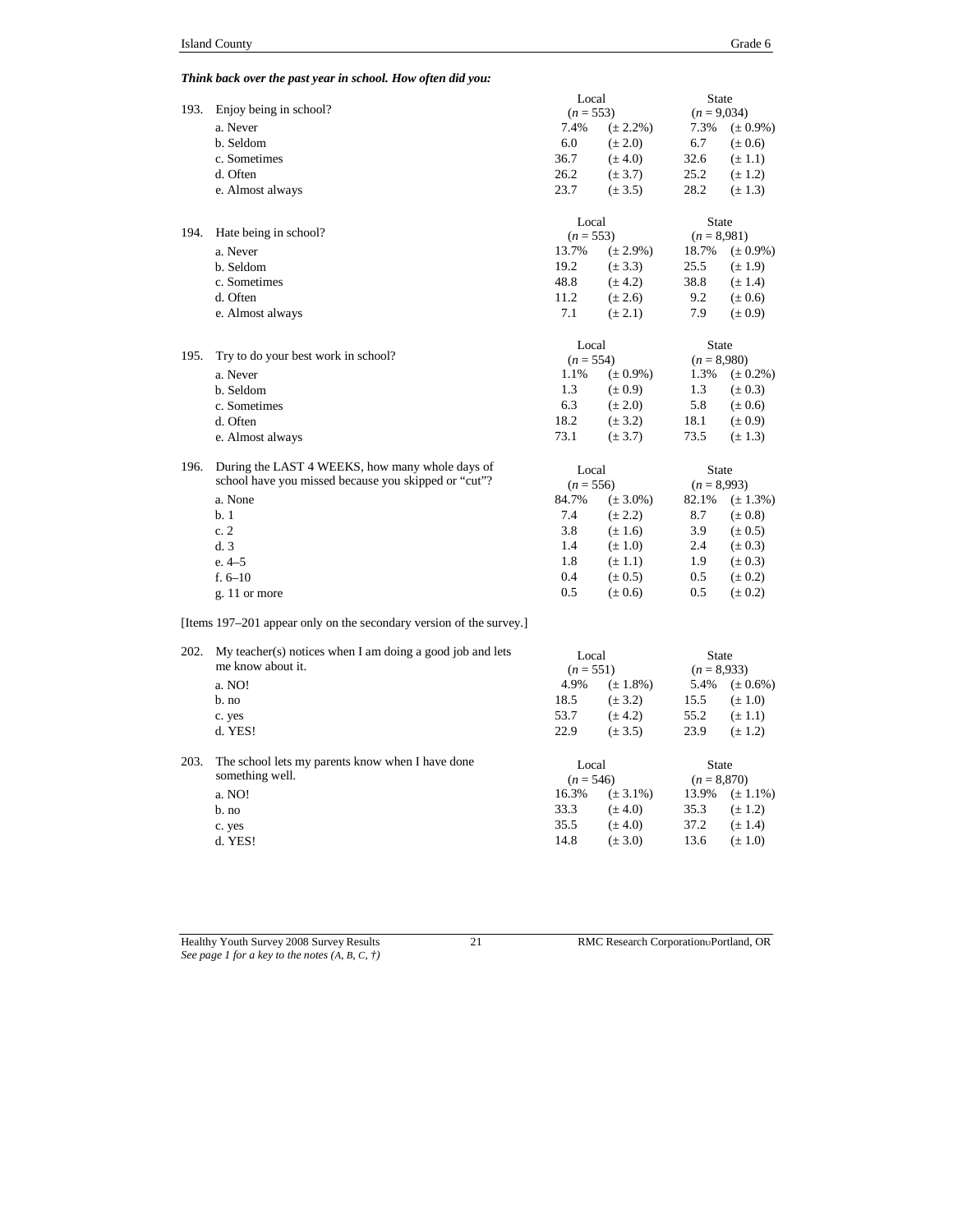***Think back over the past year in school. How often did you:***

| | Local | | State | |
|---|---|---|---|---|
| **193. Enjoy being in school?** | ($n$ = 553) | | ($n$ = 9,034) | |
| a. Never | 7.4% | (± 2.2%) | 7.3% | (± 0.9%) |
| b. Seldom | 6.0 | (± 2.0) | 6.7 | (± 0.6) |
| c. Sometimes | 36.7 | (± 4.0) | 32.6 | (± 1.1) |
| d. Often | 26.2 | (± 3.7) | 25.2 | (± 1.2) |
| e. Almost always | 23.7 | (± 3.5) | 28.2 | (± 1.3) |

| | Local | | State | |
|---|---|---|---|---|
| **194. Hate being in school?** | ($n$ = 553) | | ($n$ = 8,981) | |
| a. Never | 13.7% | (± 2.9%) | 18.7% | (± 0.9%) |
| b. Seldom | 19.2 | (± 3.3) | 25.5 | (± 1.9) |
| c. Sometimes | 48.8 | (± 4.2) | 38.8 | (± 1.4) |
| d. Often | 11.2 | (± 2.6) | 9.2 | (± 0.6) |
| e. Almost always | 7.1 | (± 2.1) | 7.9 | (± 0.9) |

| | Local | | State | |
|---|---|---|---|---|
| **195. Try to do your best work in school?** | ($n$ = 554) | | ($n$ = 8,980) | |
| a. Never | 1.1% | (± 0.9%) | 1.3% | (± 0.2%) |
| b. Seldom | 1.3 | (± 0.9) | 1.3 | (± 0.3) |
| c. Sometimes | 6.3 | (± 2.0) | 5.8 | (± 0.6) |
| d. Often | 18.2 | (± 3.2) | 18.1 | (± 0.9) |
| e. Almost always | 73.1 | (± 3.7) | 73.5 | (± 1.3) |

| | Local | | State | |
|---|---|---|---|---|
| **196. During the LAST 4 WEEKS, how many whole days of school have you missed because you skipped or "cut"?** | ($n$ = 556) | | ($n$ = 8,993) | |
| a. None | 84.7% | (± 3.0%) | 82.1% | (± 1.3%) |
| b. 1 | 7.4 | (± 2.2) | 8.7 | (± 0.8) |
| c. 2 | 3.8 | (± 1.6) | 3.9 | (± 0.5) |
| d. 3 | 1.4 | (± 1.0) | 2.4 | (± 0.3) |
| e. 4–5 | 1.8 | (± 1.1) | 1.9 | (± 0.3) |
| f. 6–10 | 0.4 | (± 0.5) | 0.5 | (± 0.2) |
| g. 11 or more | 0.5 | (± 0.6) | 0.5 | (± 0.2) |

[Items 197–201 appear only on the secondary version of the survey.]

| | Local | | State | |
|---|---|---|---|---|
| **202. My teacher(s) notices when I am doing a good job and lets me know about it.** | ($n$ = 551) | | ($n$ = 8,933) | |
| a. NO! | 4.9% | (± 1.8%) | 5.4% | (± 0.6%) |
| b. no | 18.5 | (± 3.2) | 15.5 | (± 1.0) |
| c. yes | 53.7 | (± 4.2) | 55.2 | (± 1.1) |
| d. YES! | 22.9 | (± 3.5) | 23.9 | (± 1.2) |

| | Local | | State | |
|---|---|---|---|---|
| **203. The school lets my parents know when I have done something well.** | ($n$ = 546) | | ($n$ = 8,870) | |
| a. NO! | 16.3% | (± 3.1%) | 13.9% | (± 1.1%) |
| b. no | 33.3 | (± 4.0) | 35.3 | (± 1.2) |
| c. yes | 35.5 | (± 4.0) | 37.2 | (± 1.4) |
| d. YES! | 14.8 | (± 3.0) | 13.6 | (± 1.0) |

*See page 1 for a key to the notes (A, B, C, †)*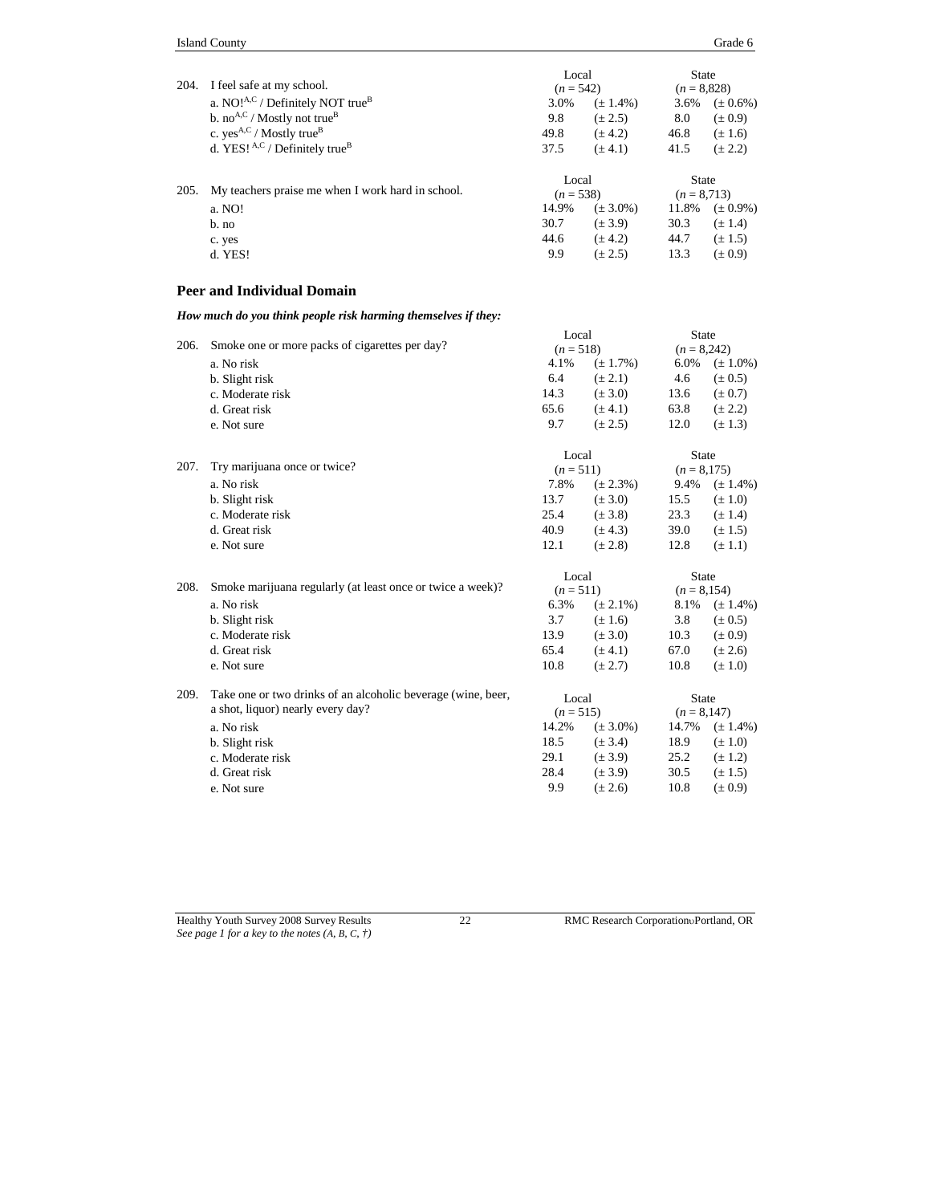| 204. I feel safe at my school. | Local ($n$ = 542) | | State ($n$ = 8,828) | |
|---|---|---|---|---|
| a. NO![A,C] / Definitely NOT true[B] | 3.0% | (± 1.4%) | 3.6% | (± 0.6%) |
| b. no[A,C] / Mostly not true[B] | 9.8 | (± 2.5) | 8.0 | (± 0.9) |
| c. yes[A,C] / Mostly true[B] | 49.8 | (± 4.2) | 46.8 | (± 1.6) |
| d. YES! [A,C] / Definitely true[B] | 37.5 | (± 4.1) | 41.5 | (± 2.2) |

| 205. My teachers praise me when I work hard in school. | Local ($n$ = 538) | | State ($n$ = 8,713) | |
|---|---|---|---|---|
| a. NO! | 14.9% | (± 3.0%) | 11.8% | (± 0.9%) |
| b. no | 30.7 | (± 3.9) | 30.3 | (± 1.4) |
| c. yes | 44.6 | (± 4.2) | 44.7 | (± 1.5) |
| d. YES! | 9.9 | (± 2.5) | 13.3 | (± 0.9) |

## Peer and Individual Domain

***How much do you think people risk harming themselves if they:***

| 206. Smoke one or more packs of cigarettes per day? | Local ($n$ = 518) | | State ($n$ = 8,242) | |
|---|---|---|---|---|
| a. No risk | 4.1% | (± 1.7%) | 6.0% | (± 1.0%) |
| b. Slight risk | 6.4 | (± 2.1) | 4.6 | (± 0.5) |
| c. Moderate risk | 14.3 | (± 3.0) | 13.6 | (± 0.7) |
| d. Great risk | 65.6 | (± 4.1) | 63.8 | (± 2.2) |
| e. Not sure | 9.7 | (± 2.5) | 12.0 | (± 1.3) |

| 207. Try marijuana once or twice? | Local ($n$ = 511) | | State ($n$ = 8,175) | |
|---|---|---|---|---|
| a. No risk | 7.8% | (± 2.3%) | 9.4% | (± 1.4%) |
| b. Slight risk | 13.7 | (± 3.0) | 15.5 | (± 1.0) |
| c. Moderate risk | 25.4 | (± 3.8) | 23.3 | (± 1.4) |
| d. Great risk | 40.9 | (± 4.3) | 39.0 | (± 1.5) |
| e. Not sure | 12.1 | (± 2.8) | 12.8 | (± 1.1) |

| 208. Smoke marijuana regularly (at least once or twice a week)? | Local ($n$ = 511) | | State ($n$ = 8,154) | |
|---|---|---|---|---|
| a. No risk | 6.3% | (± 2.1%) | 8.1% | (± 1.4%) |
| b. Slight risk | 3.7 | (± 1.6) | 3.8 | (± 0.5) |
| c. Moderate risk | 13.9 | (± 3.0) | 10.3 | (± 0.9) |
| d. Great risk | 65.4 | (± 4.1) | 67.0 | (± 2.6) |
| e. Not sure | 10.8 | (± 2.7) | 10.8 | (± 1.0) |

| 209. Take one or two drinks of an alcoholic beverage (wine, beer, a shot, liquor) nearly every day? | Local ($n$ = 515) | | State ($n$ = 8,147) | |
|---|---|---|---|---|
| a. No risk | 14.2% | (± 3.0%) | 14.7% | (± 1.4%) |
| b. Slight risk | 18.5 | (± 3.4) | 18.9 | (± 1.0) |
| c. Moderate risk | 29.1 | (± 3.9) | 25.2 | (± 1.2) |
| d. Great risk | 28.4 | (± 3.9) | 30.5 | (± 1.5) |
| e. Not sure | 9.9 | (± 2.6) | 10.8 | (± 0.9) |

*See page 1 for a key to the notes (A, B, C, †)*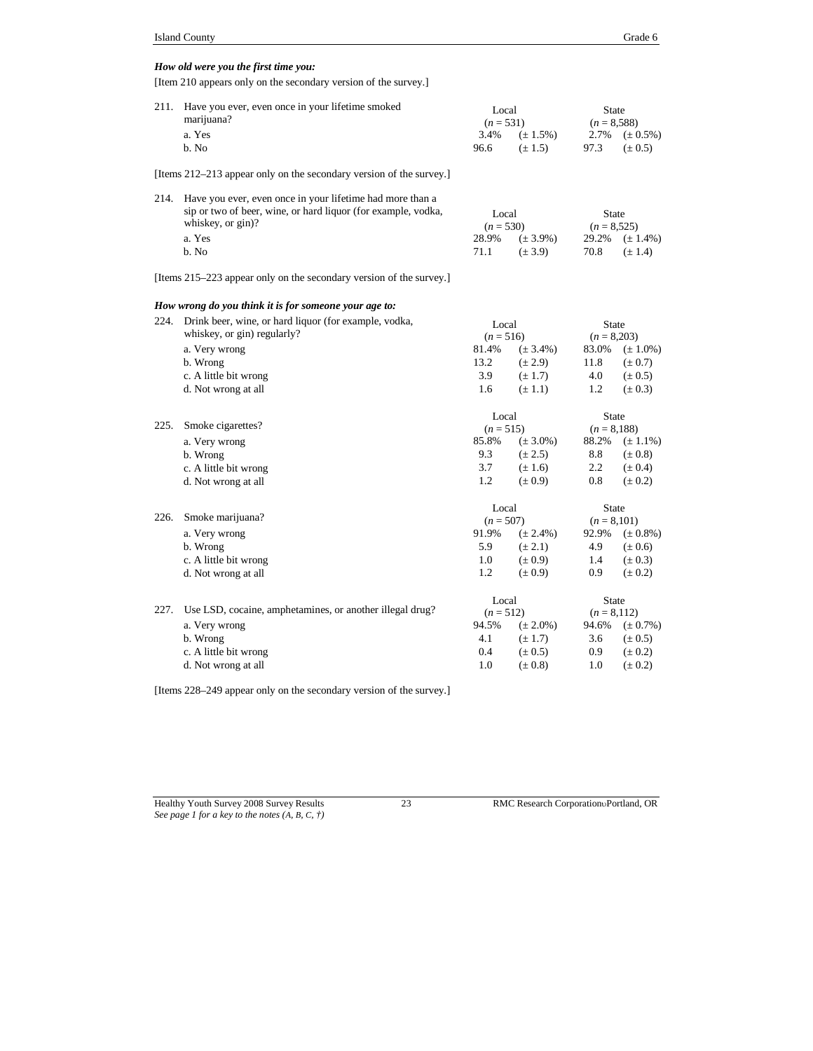***How old were you the first time you:***

[Item 210 appears only on the secondary version of the survey.]

| 211. Have you ever, even once in your lifetime smoked marijuana? | Local ($n$ = 531) | | State ($n$ = 8,588) | |
|---|---|---|---|---|
| a. Yes | 3.4% | (± 1.5%) | 2.7% | (± 0.5%) |
| b. No | 96.6 | (± 1.5) | 97.3 | (± 0.5) |

[Items 212–213 appear only on the secondary version of the survey.]

| 214. Have you ever, even once in your lifetime had more than a sip or two of beer, wine, or hard liquor (for example, vodka, whiskey, or gin)? | Local ($n$ = 530) | | State ($n$ = 8,525) | |
|---|---|---|---|---|
| a. Yes | 28.9% | (± 3.9%) | 29.2% | (± 1.4%) |
| b. No | 71.1 | (± 3.9) | 70.8 | (± 1.4) |

[Items 215–223 appear only on the secondary version of the survey.]

***How wrong do you think it is for someone your age to:***

| 224. Drink beer, wine, or hard liquor (for example, vodka, whiskey, or gin) regularly? | Local ($n$ = 516) | | State ($n$ = 8,203) | |
|---|---|---|---|---|
| a. Very wrong | 81.4% | (± 3.4%) | 83.0% | (± 1.0%) |
| b. Wrong | 13.2 | (± 2.9) | 11.8 | (± 0.7) |
| c. A little bit wrong | 3.9 | (± 1.7) | 4.0 | (± 0.5) |
| d. Not wrong at all | 1.6 | (± 1.1) | 1.2 | (± 0.3) |

| 225. Smoke cigarettes? | Local ($n$ = 515) | | State ($n$ = 8,188) | |
|---|---|---|---|---|
| a. Very wrong | 85.8% | (± 3.0%) | 88.2% | (± 1.1%) |
| b. Wrong | 9.3 | (± 2.5) | 8.8 | (± 0.8) |
| c. A little bit wrong | 3.7 | (± 1.6) | 2.2 | (± 0.4) |
| d. Not wrong at all | 1.2 | (± 0.9) | 0.8 | (± 0.2) |

| 226. Smoke marijuana? | Local ($n$ = 507) | | State ($n$ = 8,101) | |
|---|---|---|---|---|
| a. Very wrong | 91.9% | (± 2.4%) | 92.9% | (± 0.8%) |
| b. Wrong | 5.9 | (± 2.1) | 4.9 | (± 0.6) |
| c. A little bit wrong | 1.0 | (± 0.9) | 1.4 | (± 0.3) |
| d. Not wrong at all | 1.2 | (± 0.9) | 0.9 | (± 0.2) |

| 227. Use LSD, cocaine, amphetamines, or another illegal drug? | Local ($n$ = 512) | | State ($n$ = 8,112) | |
|---|---|---|---|---|
| a. Very wrong | 94.5% | (± 2.0%) | 94.6% | (± 0.7%) |
| b. Wrong | 4.1 | (± 1.7) | 3.6 | (± 0.5) |
| c. A little bit wrong | 0.4 | (± 0.5) | 0.9 | (± 0.2) |
| d. Not wrong at all | 1.0 | (± 0.8) | 1.0 | (± 0.2) |

[Items 228–249 appear only on the secondary version of the survey.]

*See page 1 for a key to the notes (A, B, C, †)*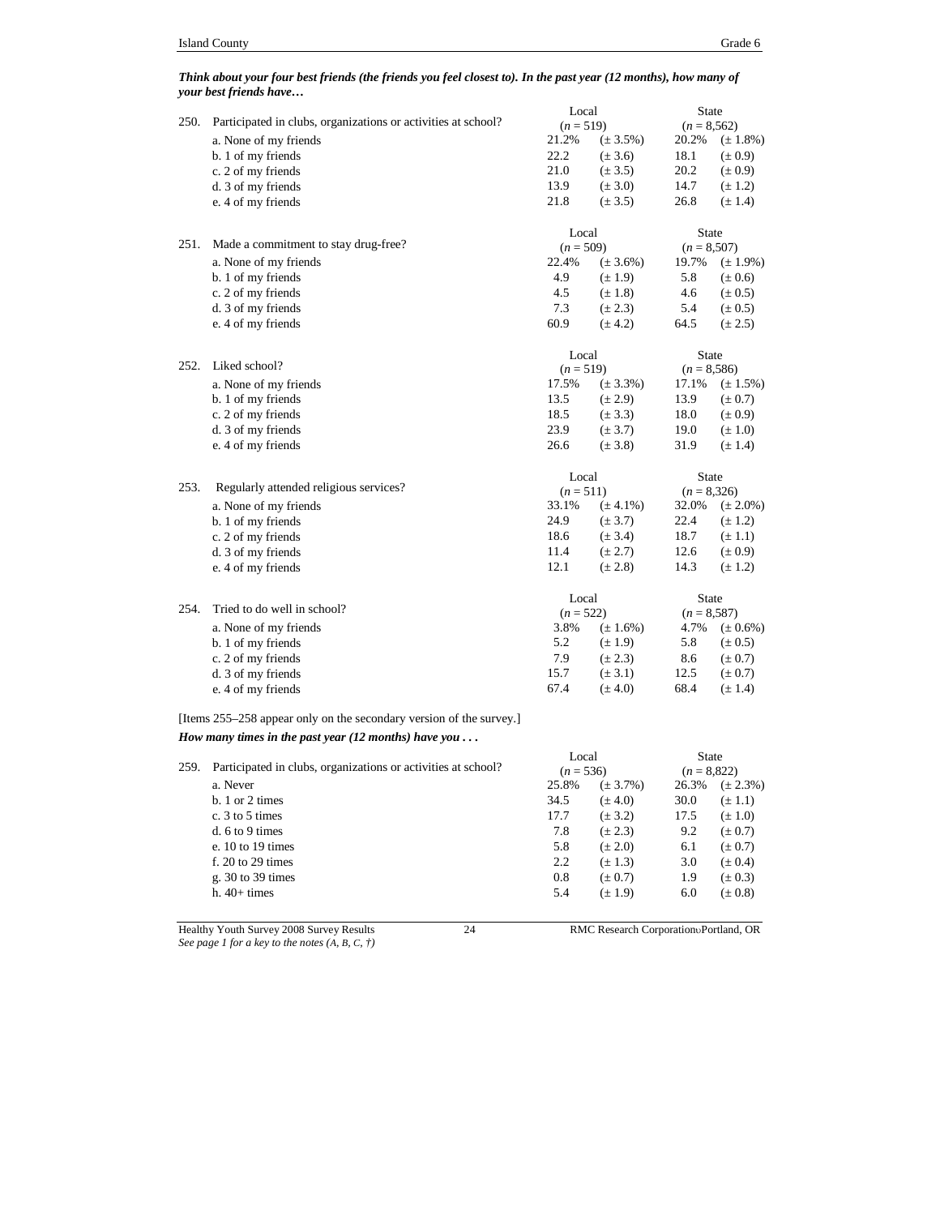***Think about your four best friends (the friends you feel closest to). In the past year (12 months), how many of your best friends have…***

| 250. Participated in clubs, organizations or activities at school? | Local (*n* = 519) | | State (*n* = 8,562) | |
|---|---|---|---|---|
| a. None of my friends | 21.2% | (± 3.5%) | 20.2% | (± 1.8%) |
| b. 1 of my friends | 22.2 | (± 3.6) | 18.1 | (± 0.9) |
| c. 2 of my friends | 21.0 | (± 3.5) | 20.2 | (± 0.9) |
| d. 3 of my friends | 13.9 | (± 3.0) | 14.7 | (± 1.2) |
| e. 4 of my friends | 21.8 | (± 3.5) | 26.8 | (± 1.4) |

| 251. Made a commitment to stay drug-free? | Local (*n* = 509) | | State (*n* = 8,507) | |
|---|---|---|---|---|
| a. None of my friends | 22.4% | (± 3.6%) | 19.7% | (± 1.9%) |
| b. 1 of my friends | 4.9 | (± 1.9) | 5.8 | (± 0.6) |
| c. 2 of my friends | 4.5 | (± 1.8) | 4.6 | (± 0.5) |
| d. 3 of my friends | 7.3 | (± 2.3) | 5.4 | (± 0.5) |
| e. 4 of my friends | 60.9 | (± 4.2) | 64.5 | (± 2.5) |

| 252. Liked school? | Local (*n* = 519) | | State (*n* = 8,586) | |
|---|---|---|---|---|
| a. None of my friends | 17.5% | (± 3.3%) | 17.1% | (± 1.5%) |
| b. 1 of my friends | 13.5 | (± 2.9) | 13.9 | (± 0.7) |
| c. 2 of my friends | 18.5 | (± 3.3) | 18.0 | (± 0.9) |
| d. 3 of my friends | 23.9 | (± 3.7) | 19.0 | (± 1.0) |
| e. 4 of my friends | 26.6 | (± 3.8) | 31.9 | (± 1.4) |

| 253. Regularly attended religious services? | Local (*n* = 511) | | State (*n* = 8,326) | |
|---|---|---|---|---|
| a. None of my friends | 33.1% | (± 4.1%) | 32.0% | (± 2.0%) |
| b. 1 of my friends | 24.9 | (± 3.7) | 22.4 | (± 1.2) |
| c. 2 of my friends | 18.6 | (± 3.4) | 18.7 | (± 1.1) |
| d. 3 of my friends | 11.4 | (± 2.7) | 12.6 | (± 0.9) |
| e. 4 of my friends | 12.1 | (± 2.8) | 14.3 | (± 1.2) |

| 254. Tried to do well in school? | Local (*n* = 522) | | State (*n* = 8,587) | |
|---|---|---|---|---|
| a. None of my friends | 3.8% | (± 1.6%) | 4.7% | (± 0.6%) |
| b. 1 of my friends | 5.2 | (± 1.9) | 5.8 | (± 0.5) |
| c. 2 of my friends | 7.9 | (± 2.3) | 8.6 | (± 0.7) |
| d. 3 of my friends | 15.7 | (± 3.1) | 12.5 | (± 0.7) |
| e. 4 of my friends | 67.4 | (± 4.0) | 68.4 | (± 1.4) |

[Items 255–258 appear only on the secondary version of the survey.]

***How many times in the past year (12 months) have you . . .***

| 259. Participated in clubs, organizations or activities at school? | Local (*n* = 536) | | State (*n* = 8,822) | |
|---|---|---|---|---|
| a. Never | 25.8% | (± 3.7%) | 26.3% | (± 2.3%) |
| b. 1 or 2 times | 34.5 | (± 4.0) | 30.0 | (± 1.1) |
| c. 3 to 5 times | 17.7 | (± 3.2) | 17.5 | (± 1.0) |
| d. 6 to 9 times | 7.8 | (± 2.3) | 9.2 | (± 0.7) |
| e. 10 to 19 times | 5.8 | (± 2.0) | 6.1 | (± 0.7) |
| f. 20 to 29 times | 2.2 | (± 1.3) | 3.0 | (± 0.4) |
| g. 30 to 39 times | 0.8 | (± 0.7) | 1.9 | (± 0.3) |
| h. 40+ times | 5.4 | (± 1.9) | 6.0 | (± 0.8) |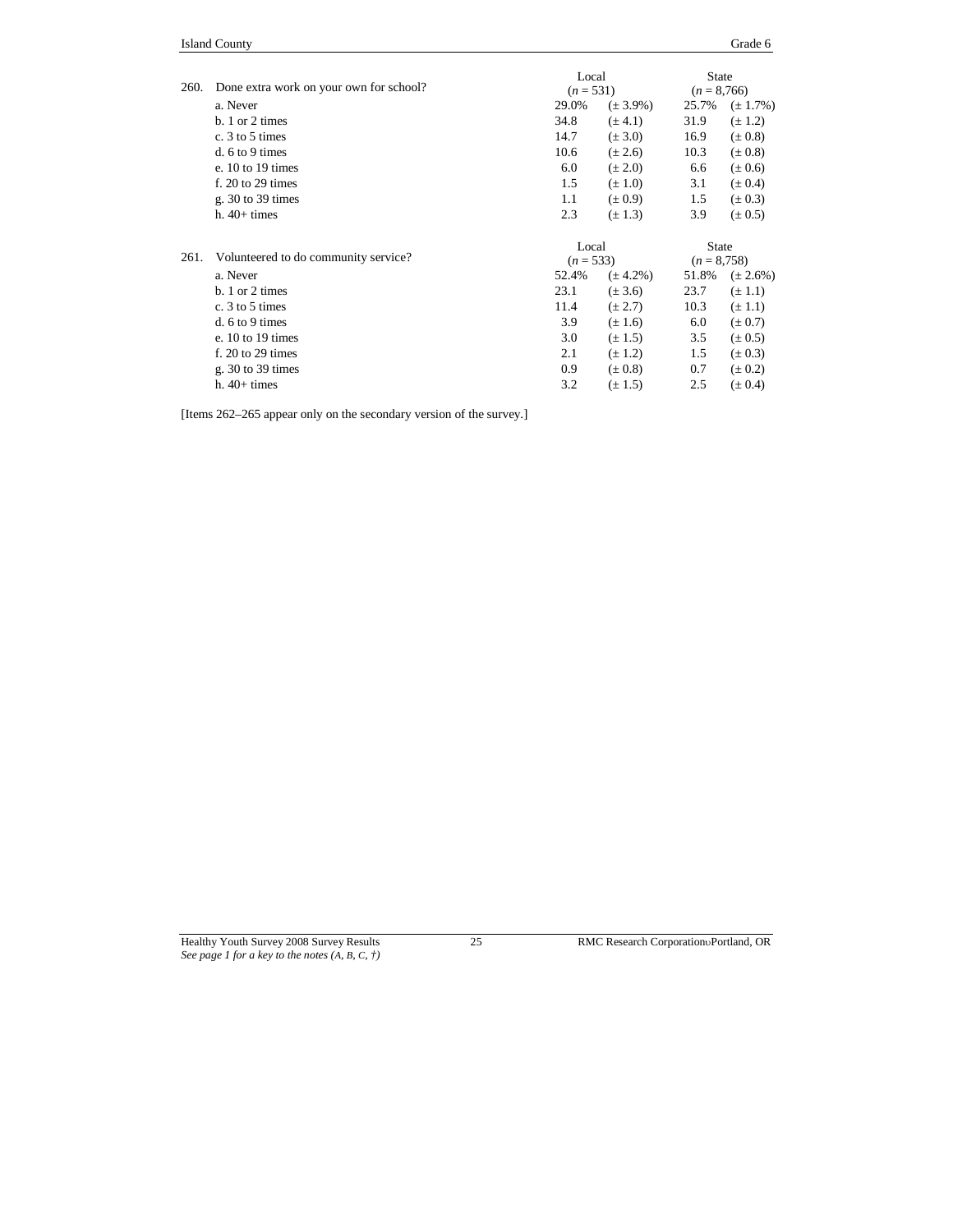| 260. Done extra work on your own for school? | Local ($n$ = 531) | | State ($n$ = 8,766) | |
|---|---|---|---|---|
| a. Never | 29.0% | (± 3.9%) | 25.7% | (± 1.7%) |
| b. 1 or 2 times | 34.8 | (± 4.1) | 31.9 | (± 1.2) |
| c. 3 to 5 times | 14.7 | (± 3.0) | 16.9 | (± 0.8) |
| d. 6 to 9 times | 10.6 | (± 2.6) | 10.3 | (± 0.8) |
| e. 10 to 19 times | 6.0 | (± 2.0) | 6.6 | (± 0.6) |
| f. 20 to 29 times | 1.5 | (± 1.0) | 3.1 | (± 0.4) |
| g. 30 to 39 times | 1.1 | (± 0.9) | 1.5 | (± 0.3) |
| h. 40+ times | 2.3 | (± 1.3) | 3.9 | (± 0.5) |

| 261. Volunteered to do community service? | Local ($n$ = 533) | | State ($n$ = 8,758) | |
|---|---|---|---|---|
| a. Never | 52.4% | (± 4.2%) | 51.8% | (± 2.6%) |
| b. 1 or 2 times | 23.1 | (± 3.6) | 23.7 | (± 1.1) |
| c. 3 to 5 times | 11.4 | (± 2.7) | 10.3 | (± 1.1) |
| d. 6 to 9 times | 3.9 | (± 1.6) | 6.0 | (± 0.7) |
| e. 10 to 19 times | 3.0 | (± 1.5) | 3.5 | (± 0.5) |
| f. 20 to 29 times | 2.1 | (± 1.2) | 1.5 | (± 0.3) |
| g. 30 to 39 times | 0.9 | (± 0.8) | 0.7 | (± 0.2) |
| h. 40+ times | 3.2 | (± 1.5) | 2.5 | (± 0.4) |

[Items 262–265 appear only on the secondary version of the survey.]

*See page 1 for a key to the notes (A, B, C, †)*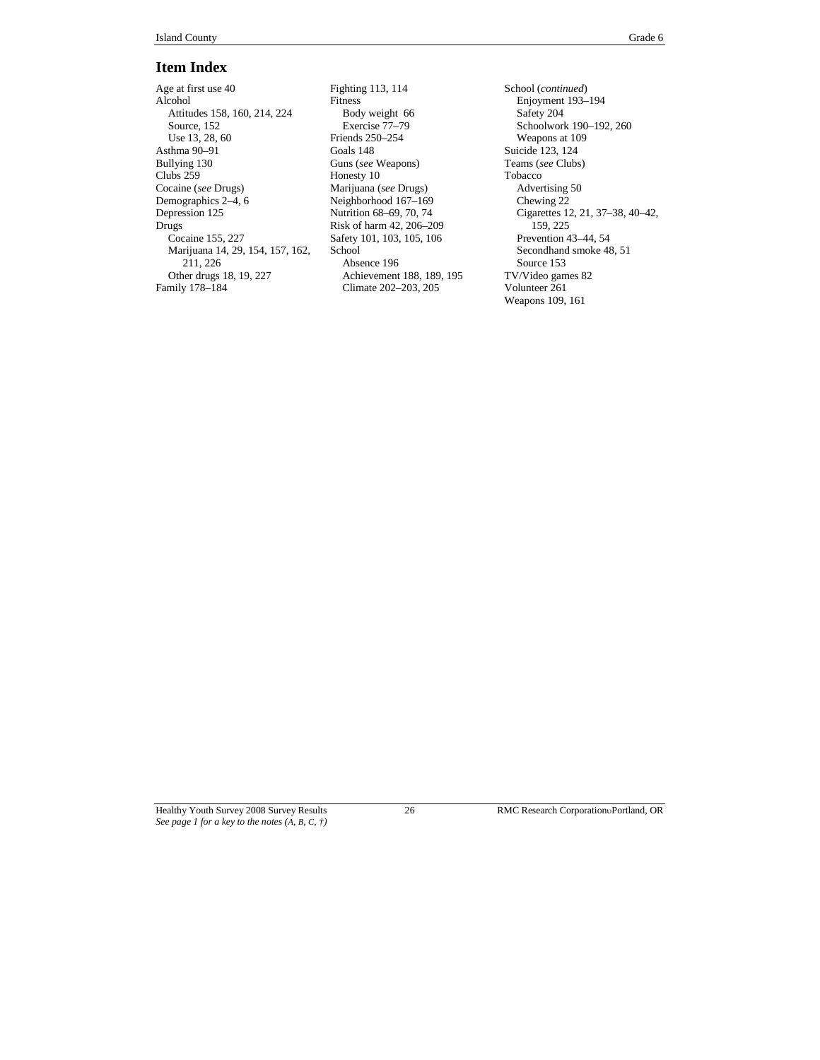## Item Index

- Age at first use 40
- Alcohol
  - Attitudes 158, 160, 214, 224
  - Source, 152
  - Use 13, 28, 60
- Asthma 90–91
- Bullying 130
- Clubs 259
- Cocaine (*see* Drugs)
- Demographics 2–4, 6
- Depression 125
- Drugs
  - Cocaine 155, 227
  - Marijuana 14, 29, 154, 157, 162, 211, 226
  - Other drugs 18, 19, 227
- Family 178–184
- Fighting 113, 114
- Fitness
  - Body weight 66
  - Exercise 77–79
- Friends 250–254
- Goals 148
- Guns (*see* Weapons)
- Honesty 10
- Marijuana (*see* Drugs)
- Neighborhood 167–169
- Nutrition 68–69, 70, 74
- Risk of harm 42, 206–209
- Safety 101, 103, 105, 106
- School
  - Absence 196
  - Achievement 188, 189, 195
  - Climate 202–203, 205
  - Enjoyment 193–194
  - Safety 204
  - Schoolwork 190–192, 260
  - Weapons at 109
- Suicide 123, 124
- Teams (*see* Clubs)
- Tobacco
  - Advertising 50
  - Chewing 22
  - Cigarettes 12, 21, 37–38, 40–42, 159, 225
  - Prevention 43–44, 54
  - Secondhand smoke 48, 51
  - Source 153
- TV/Video games 82
- Volunteer 261
- Weapons 109, 161